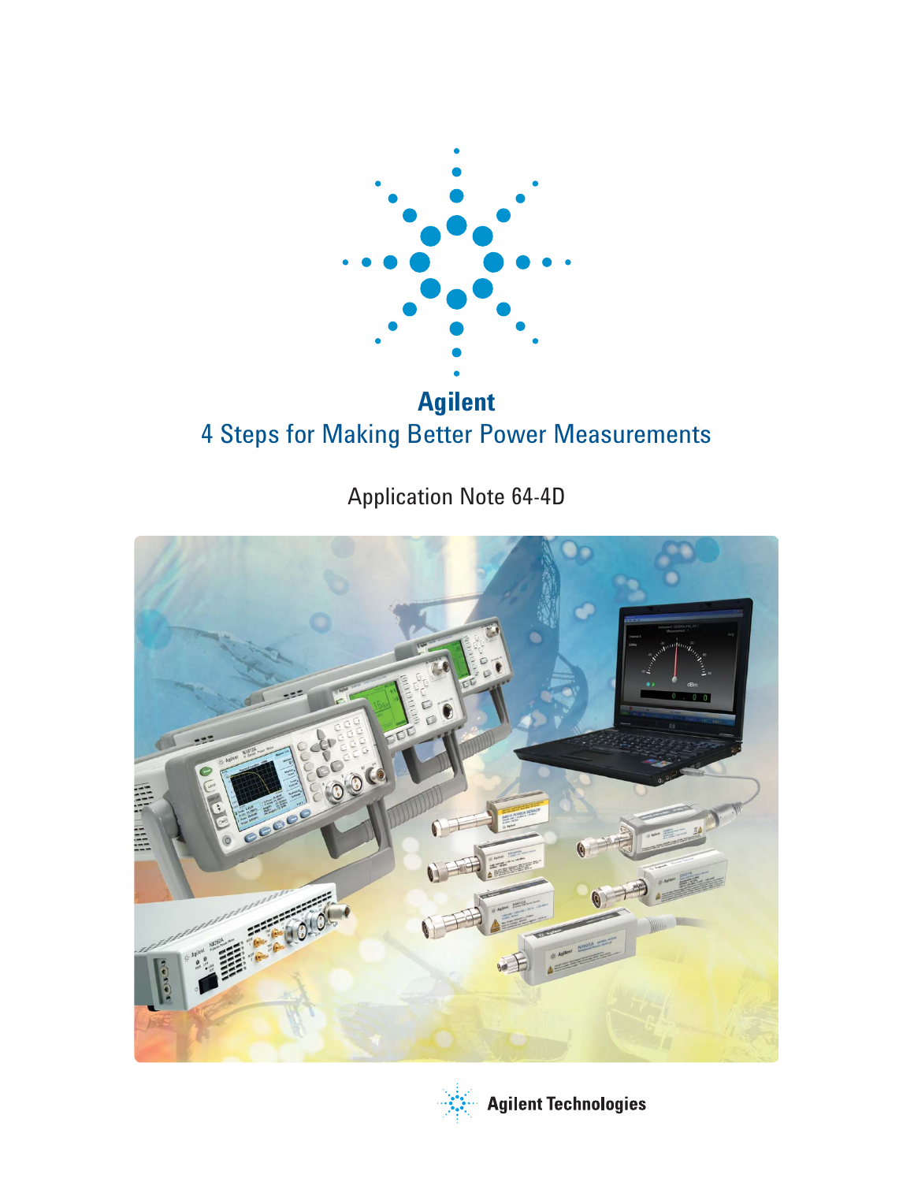Agilent

# 4 Steps for Making Better Power Measurements

Application Note 64-4D

Agilent Technologies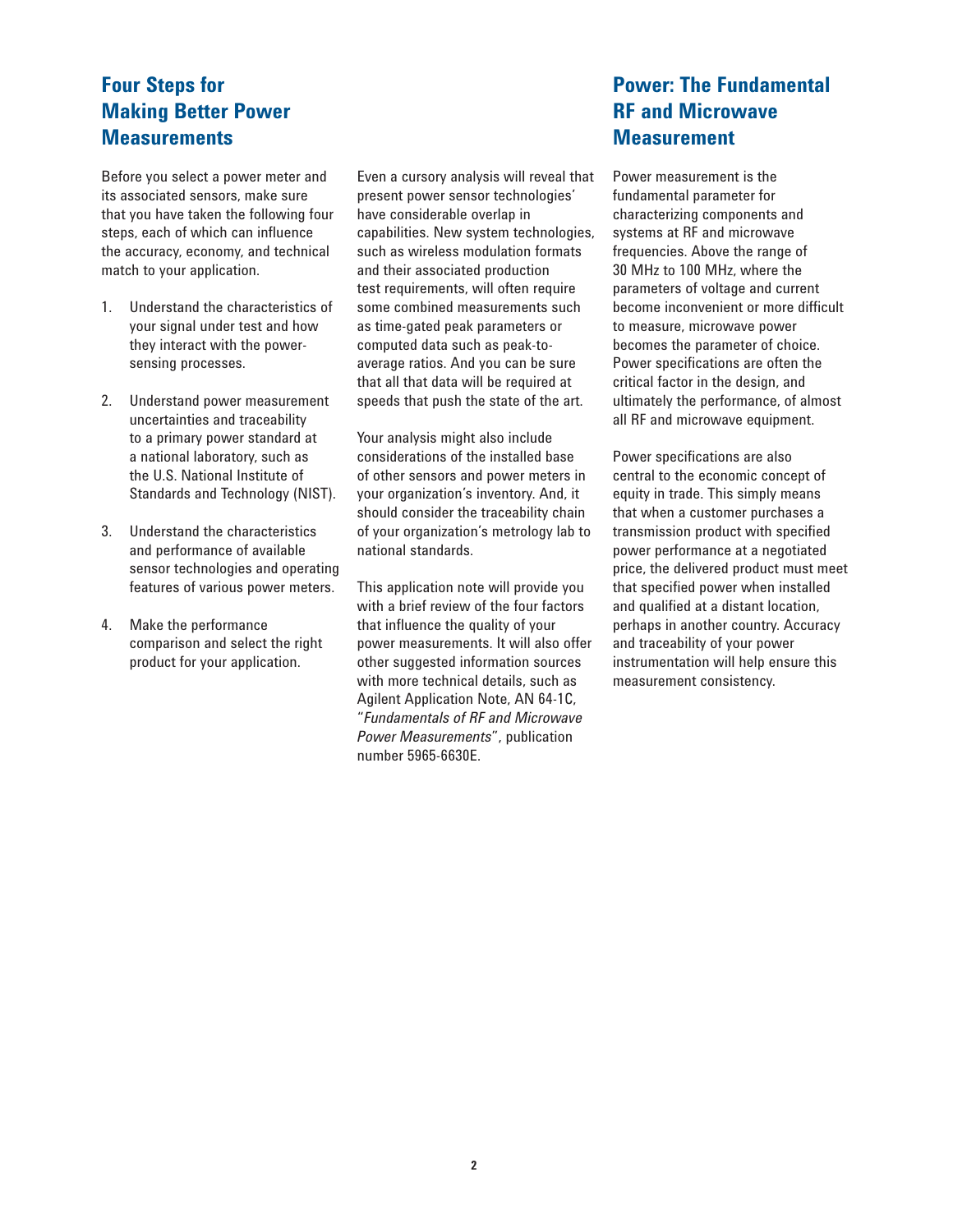## Four Steps for Making Better Power Measurements

Before you select a power meter and its associated sensors, make sure that you have taken the following four steps, each of which can influence the accuracy, economy, and technical match to your application.

1. Understand the characteristics of your signal under test and how they interact with the power-sensing processes.
2. Understand power measurement uncertainties and traceability to a primary power standard at a national laboratory, such as the U.S. National Institute of Standards and Technology (NIST).
3. Understand the characteristics and performance of available sensor technologies and operating features of various power meters.
4. Make the performance comparison and select the right product for your application.

Even a cursory analysis will reveal that present power sensor technologies' have considerable overlap in capabilities. New system technologies, such as wireless modulation formats and their associated production test requirements, will often require some combined measurements such as time-gated peak parameters or computed data such as peak-to-average ratios. And you can be sure that all that data will be required at speeds that push the state of the art.

Your analysis might also include considerations of the installed base of other sensors and power meters in your organization's inventory. And, it should consider the traceability chain of your organization's metrology lab to national standards.

This application note will provide you with a brief review of the four factors that influence the quality of your power measurements. It will also offer other suggested information sources with more technical details, such as Agilent Application Note, AN 64-1C, "*Fundamentals of RF and Microwave Power Measurements*", publication number 5965-6630E.

## Power: The Fundamental RF and Microwave Measurement

Power measurement is the fundamental parameter for characterizing components and systems at RF and microwave frequencies. Above the range of 30 MHz to 100 MHz, where the parameters of voltage and current become inconvenient or more difficult to measure, microwave power becomes the parameter of choice. Power specifications are often the critical factor in the design, and ultimately the performance, of almost all RF and microwave equipment.

Power specifications are also central to the economic concept of equity in trade. This simply means that when a customer purchases a transmission product with specified power performance at a negotiated price, the delivered product must meet that specified power when installed and qualified at a distant location, perhaps in another country. Accuracy and traceability of your power instrumentation will help ensure this measurement consistency.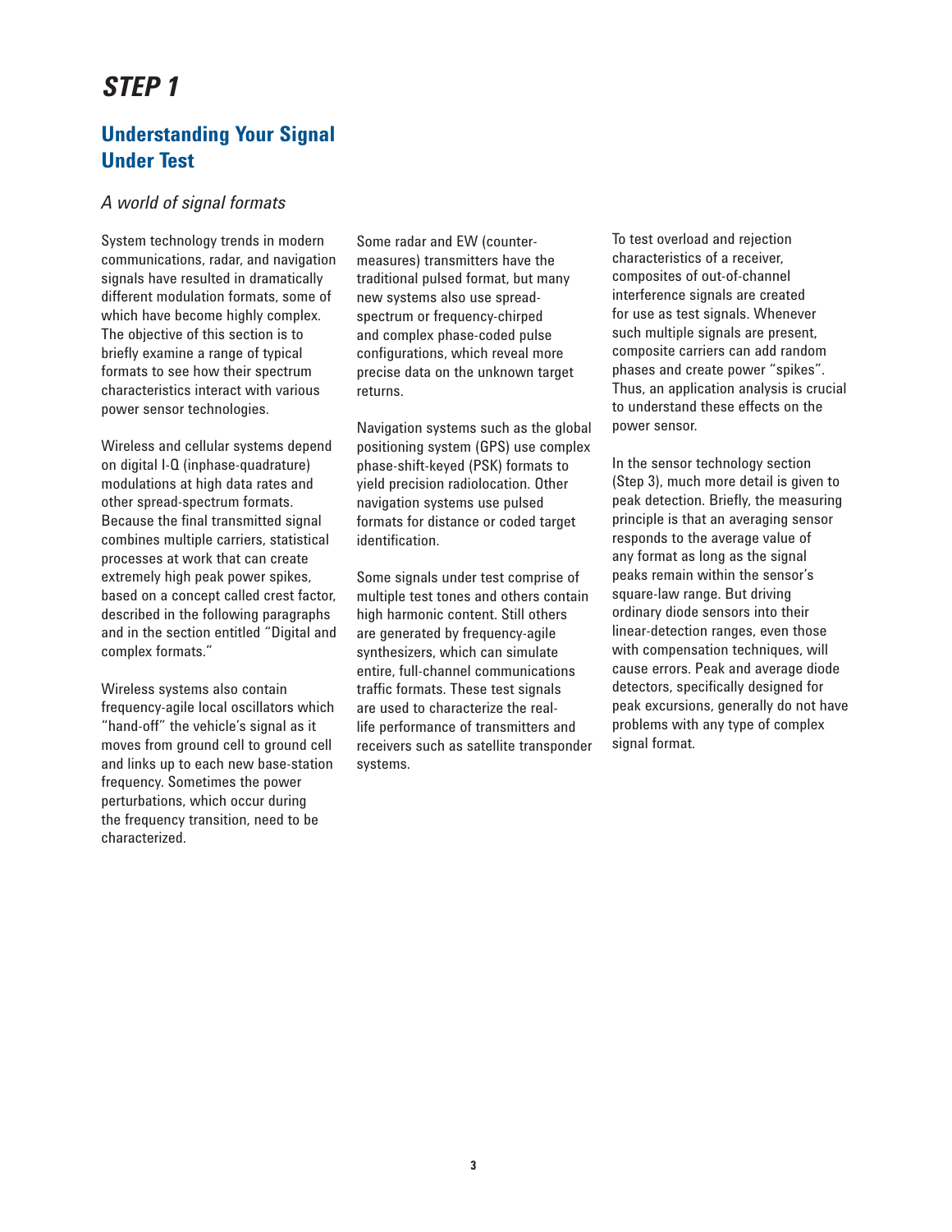# STEP 1

## Understanding Your Signal Under Test

### *A world of signal formats*

System technology trends in modern communications, radar, and navigation signals have resulted in dramatically different modulation formats, some of which have become highly complex. The objective of this section is to briefly examine a range of typical formats to see how their spectrum characteristics interact with various power sensor technologies.

Wireless and cellular systems depend on digital I-Q (inphase-quadrature) modulations at high data rates and other spread-spectrum formats. Because the final transmitted signal combines multiple carriers, statistical processes at work that can create extremely high peak power spikes, based on a concept called crest factor, described in the following paragraphs and in the section entitled "Digital and complex formats."

Wireless systems also contain frequency-agile local oscillators which "hand-off" the vehicle's signal as it moves from ground cell to ground cell and links up to each new base-station frequency. Sometimes the power perturbations, which occur during the frequency transition, need to be characterized.

Some radar and EW (counter-measures) transmitters have the traditional pulsed format, but many new systems also use spread-spectrum or frequency-chirped and complex phase-coded pulse configurations, which reveal more precise data on the unknown target returns.

Navigation systems such as the global positioning system (GPS) use complex phase-shift-keyed (PSK) formats to yield precision radiolocation. Other navigation systems use pulsed formats for distance or coded target identification.

Some signals under test comprise of multiple test tones and others contain high harmonic content. Still others are generated by frequency-agile synthesizers, which can simulate entire, full-channel communications traffic formats. These test signals are used to characterize the real-life performance of transmitters and receivers such as satellite transponder systems.

To test overload and rejection characteristics of a receiver, composites of out-of-channel interference signals are created for use as test signals. Whenever such multiple signals are present, composite carriers can add random phases and create power "spikes". Thus, an application analysis is crucial to understand these effects on the power sensor.

In the sensor technology section (Step 3), much more detail is given to peak detection. Briefly, the measuring principle is that an averaging sensor responds to the average value of any format as long as the signal peaks remain within the sensor's square-law range. But driving ordinary diode sensors into their linear-detection ranges, even those with compensation techniques, will cause errors. Peak and average diode detectors, specifically designed for peak excursions, generally do not have problems with any type of complex signal format.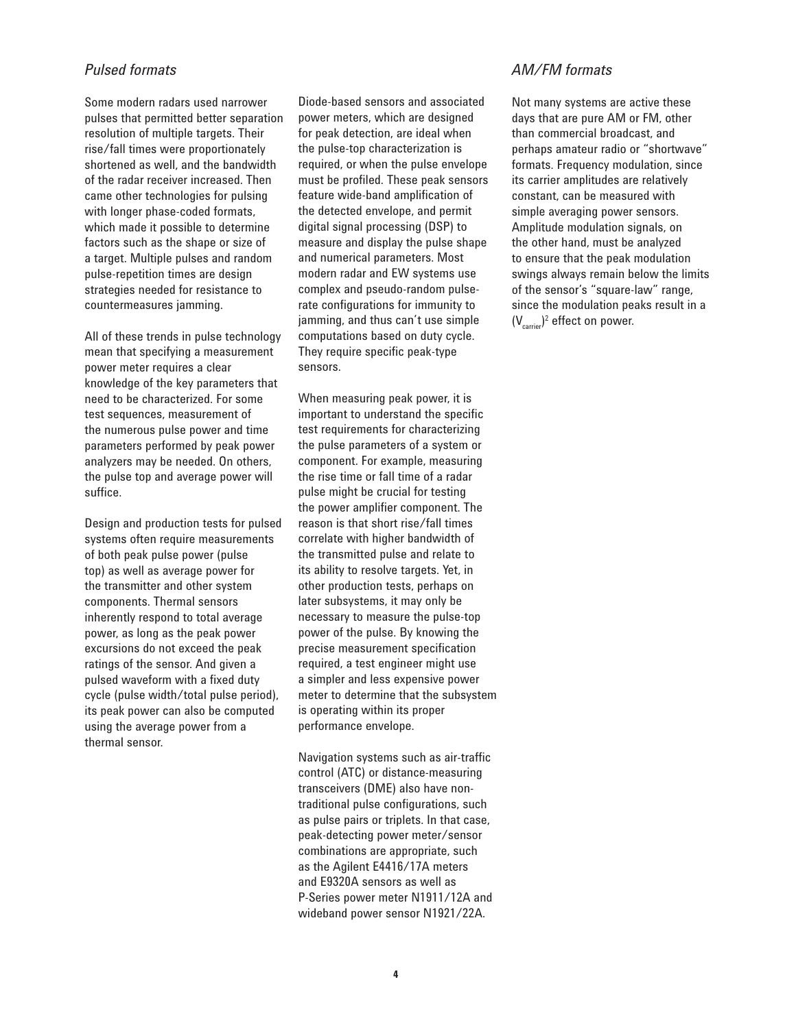### *Pulsed formats*

Some modern radars used narrower pulses that permitted better separation resolution of multiple targets. Their rise/fall times were proportionately shortened as well, and the bandwidth of the radar receiver increased. Then came other technologies for pulsing with longer phase-coded formats, which made it possible to determine factors such as the shape or size of a target. Multiple pulses and random pulse-repetition times are design strategies needed for resistance to countermeasures jamming.

All of these trends in pulse technology mean that specifying a measurement power meter requires a clear knowledge of the key parameters that need to be characterized. For some test sequences, measurement of the numerous pulse power and time parameters performed by peak power analyzers may be needed. On others, the pulse top and average power will suffice.

Design and production tests for pulsed systems often require measurements of both peak pulse power (pulse top) as well as average power for the transmitter and other system components. Thermal sensors inherently respond to total average power, as long as the peak power excursions do not exceed the peak ratings of the sensor. And given a pulsed waveform with a fixed duty cycle (pulse width/total pulse period), its peak power can also be computed using the average power from a thermal sensor.

Diode-based sensors and associated power meters, which are designed for peak detection, are ideal when the pulse-top characterization is required, or when the pulse envelope must be profiled. These peak sensors feature wide-band amplification of the detected envelope, and permit digital signal processing (DSP) to measure and display the pulse shape and numerical parameters. Most modern radar and EW systems use complex and pseudo-random pulse-rate configurations for immunity to jamming, and thus can't use simple computations based on duty cycle. They require specific peak-type sensors.

When measuring peak power, it is important to understand the specific test requirements for characterizing the pulse parameters of a system or component. For example, measuring the rise time or fall time of a radar pulse might be crucial for testing the power amplifier component. The reason is that short rise/fall times correlate with higher bandwidth of the transmitted pulse and relate to its ability to resolve targets. Yet, in other production tests, perhaps on later subsystems, it may only be necessary to measure the pulse-top power of the pulse. By knowing the precise measurement specification required, a test engineer might use a simpler and less expensive power meter to determine that the subsystem is operating within its proper performance envelope.

Navigation systems such as air-traffic control (ATC) or distance-measuring transceivers (DME) also have non-traditional pulse configurations, such as pulse pairs or triplets. In that case, peak-detecting power meter/sensor combinations are appropriate, such as the Agilent E4416/17A meters and E9320A sensors as well as P-Series power meter N1911/12A and wideband power sensor N1921/22A.

### *AM/FM formats*

Not many systems are active these days that are pure AM or FM, other than commercial broadcast, and perhaps amateur radio or "shortwave" formats. Frequency modulation, since its carrier amplitudes are relatively constant, can be measured with simple averaging power sensors. Amplitude modulation signals, on the other hand, must be analyzed to ensure that the peak modulation swings always remain below the limits of the sensor's "square-law" range, since the modulation peaks result in a $(V_{carrier})^2$ effect on power.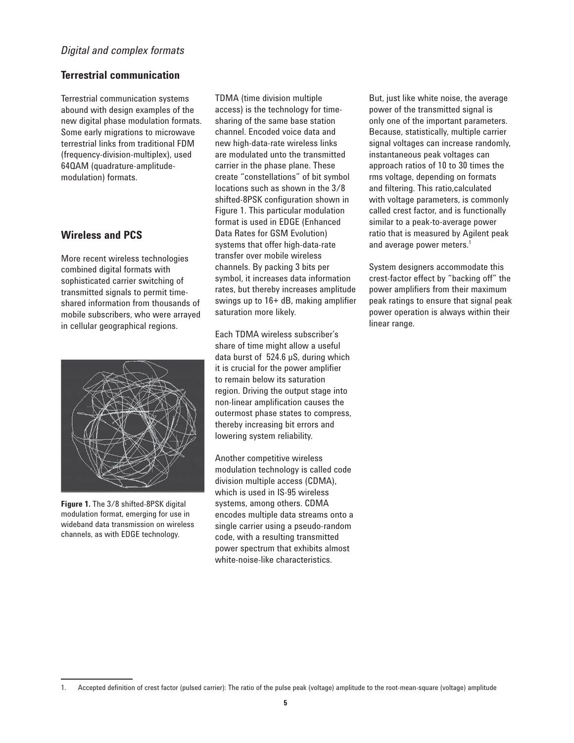*Digital and complex formats*

## Terrestrial communication

Terrestrial communication systems abound with design examples of the new digital phase modulation formats. Some early migrations to microwave terrestrial links from traditional FDM (frequency-division-multiplex), used 64QAM (quadrature-amplitude-modulation) formats.

## Wireless and PCS

More recent wireless technologies combined digital formats with sophisticated carrier switching of transmitted signals to permit time-shared information from thousands of mobile subscribers, who were arrayed in cellular geographical regions.

**Figure 1.** The 3/8 shifted-8PSK digital modulation format, emerging for use in wideband data transmission on wireless channels, as with EDGE technology.

TDMA (time division multiple access) is the technology for time-sharing of the same base station channel. Encoded voice data and new high-data-rate wireless links are modulated unto the transmitted carrier in the phase plane. These create "constellations" of bit symbol locations such as shown in the 3/8 shifted-8PSK configuration shown in Figure 1. This particular modulation format is used in EDGE (Enhanced Data Rates for GSM Evolution) systems that offer high-data-rate transfer over mobile wireless channels. By packing 3 bits per symbol, it increases data information rates, but thereby increases amplitude swings up to 16+ dB, making amplifier saturation more likely.

Each TDMA wireless subscriber's share of time might allow a useful data burst of 524.6 µS, during which it is crucial for the power amplifier to remain below its saturation region. Driving the output stage into non-linear amplification causes the outermost phase states to compress, thereby increasing bit errors and lowering system reliability.

Another competitive wireless modulation technology is called code division multiple access (CDMA), which is used in IS-95 wireless systems, among others. CDMA encodes multiple data streams onto a single carrier using a pseudo-random code, with a resulting transmitted power spectrum that exhibits almost white-noise-like characteristics.

But, just like white noise, the average power of the transmitted signal is only one of the important parameters. Because, statistically, multiple carrier signal voltages can increase randomly, instantaneous peak voltages can approach ratios of 10 to 30 times the rms voltage, depending on formats and filtering. This ratio,calculated with voltage parameters, is commonly called crest factor, and is functionally similar to a peak-to-average power ratio that is measured by Agilent peak and average power meters.[1]

System designers accommodate this crest-factor effect by "backing off" the power amplifiers from their maximum peak ratings to ensure that signal peak power operation is always within their linear range.

1. Accepted definition of crest factor (pulsed carrier): The ratio of the pulse peak (voltage) amplitude to the root-mean-square (voltage) amplitude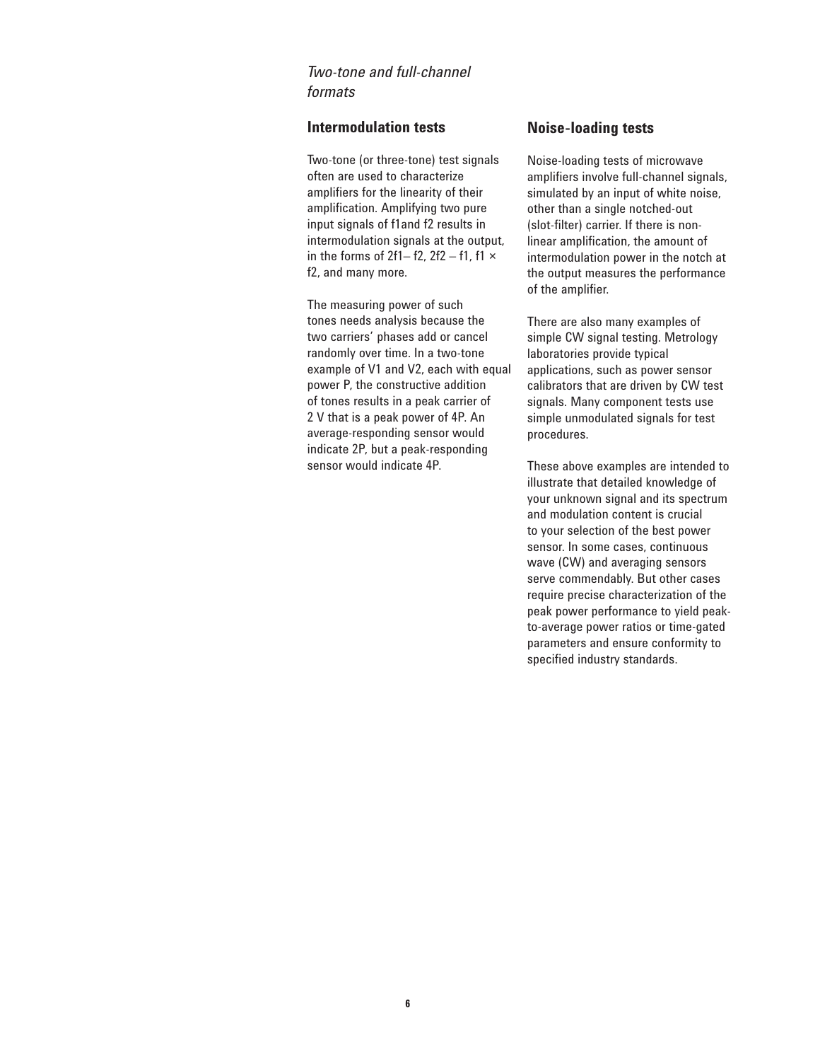*Two-tone and full-channel formats*

### Intermodulation tests

Two-tone (or three-tone) test signals often are used to characterize amplifiers for the linearity of their amplification. Amplifying two pure input signals of f1and f2 results in intermodulation signals at the output, in the forms of $2f1 – f2$, $2f2 – f1$, $f1 \times f2$, and many more.

The measuring power of such tones needs analysis because the two carriers' phases add or cancel randomly over time. In a two-tone example of V1 and V2, each with equal power P, the constructive addition of tones results in a peak carrier of 2 V that is a peak power of 4P. An average-responding sensor would indicate 2P, but a peak-responding sensor would indicate 4P.

### Noise-loading tests

Noise-loading tests of microwave amplifiers involve full-channel signals, simulated by an input of white noise, other than a single notched-out (slot-filter) carrier. If there is non-linear amplification, the amount of intermodulation power in the notch at the output measures the performance of the amplifier.

There are also many examples of simple CW signal testing. Metrology laboratories provide typical applications, such as power sensor calibrators that are driven by CW test signals. Many component tests use simple unmodulated signals for test procedures.

These above examples are intended to illustrate that detailed knowledge of your unknown signal and its spectrum and modulation content is crucial to your selection of the best power sensor. In some cases, continuous wave (CW) and averaging sensors serve commendably. But other cases require precise characterization of the peak power performance to yield peak-to-average power ratios or time-gated parameters and ensure conformity to specified industry standards.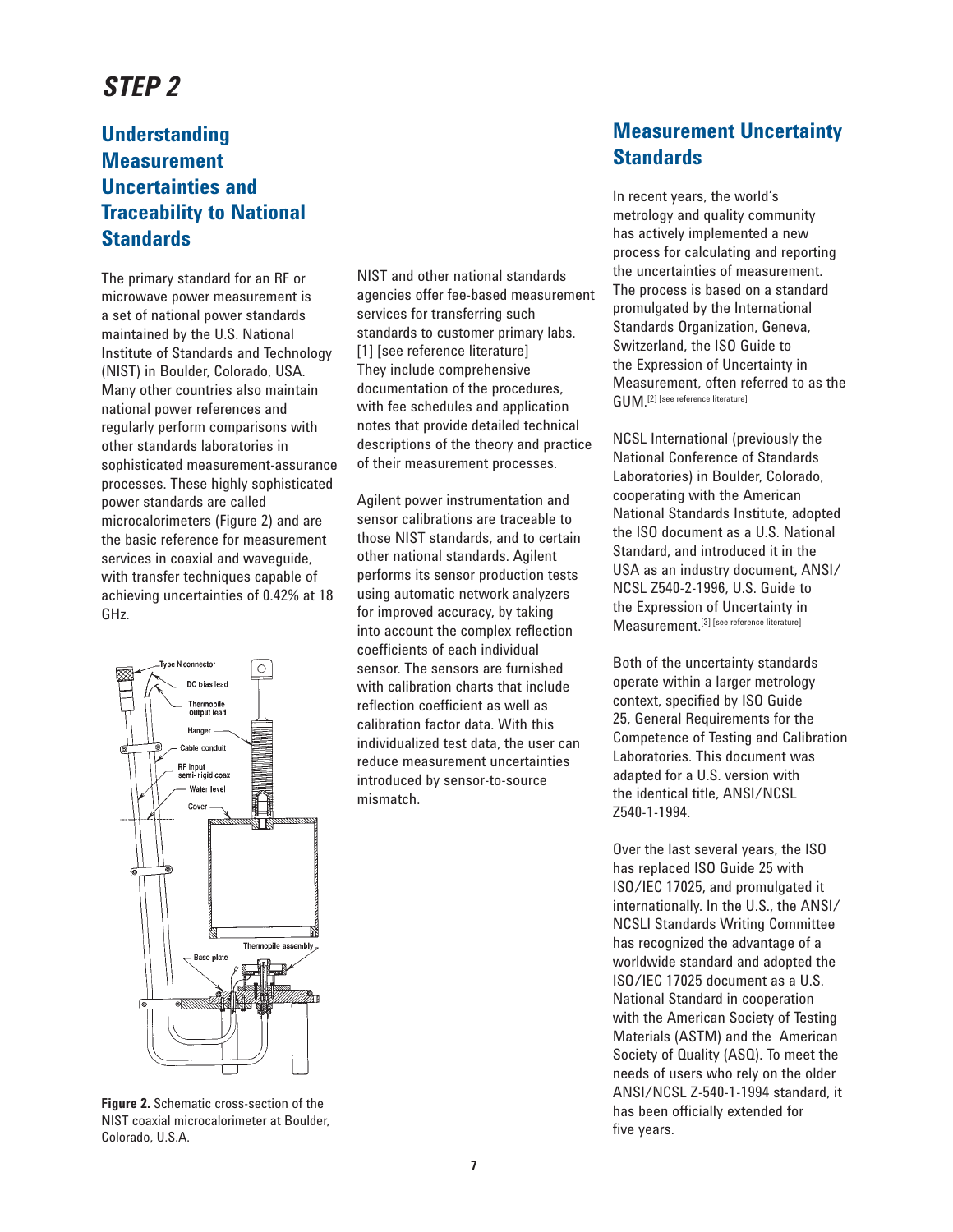# STEP 2

## Understanding Measurement Uncertainties and Traceability to National Standards

The primary standard for an RF or microwave power measurement is a set of national power standards maintained by the U.S. National Institute of Standards and Technology (NIST) in Boulder, Colorado, USA. Many other countries also maintain national power references and regularly perform comparisons with other standards laboratories in sophisticated measurement-assurance processes. These highly sophisticated power standards are called microcalorimeters (Figure 2) and are the basic reference for measurement services in coaxial and waveguide, with transfer techniques capable of achieving uncertainties of 0.42% at 18 GHz.

**Figure 2.** Schematic cross-section of the NIST coaxial microcalorimeter at Boulder, Colorado, U.S.A.

NIST and other national standards agencies offer fee-based measurement services for transferring such standards to customer primary labs. [1] [see reference literature] They include comprehensive documentation of the procedures, with fee schedules and application notes that provide detailed technical descriptions of the theory and practice of their measurement processes.

Agilent power instrumentation and sensor calibrations are traceable to those NIST standards, and to certain other national standards. Agilent performs its sensor production tests using automatic network analyzers for improved accuracy, by taking into account the complex reflection coefficients of each individual sensor. The sensors are furnished with calibration charts that include reflection coefficient as well as calibration factor data. With this individualized test data, the user can reduce measurement uncertainties introduced by sensor-to-source mismatch.

## Measurement Uncertainty Standards

In recent years, the world's metrology and quality community has actively implemented a new process for calculating and reporting the uncertainties of measurement. The process is based on a standard promulgated by the International Standards Organization, Geneva, Switzerland, the ISO Guide to the Expression of Uncertainty in Measurement, often referred to as the GUM.[2] [see reference literature]

NCSL International (previously the National Conference of Standards Laboratories) in Boulder, Colorado, cooperating with the American National Standards Institute, adopted the ISO document as a U.S. National Standard, and introduced it in the USA as an industry document, ANSI/NCSL Z540-2-1996, U.S. Guide to the Expression of Uncertainty in Measurement.[3] [see reference literature]

Both of the uncertainty standards operate within a larger metrology context, specified by ISO Guide 25, General Requirements for the Competence of Testing and Calibration Laboratories. This document was adapted for a U.S. version with the identical title, ANSI/NCSL Z540-1-1994.

Over the last several years, the ISO has replaced ISO Guide 25 with ISO/IEC 17025, and promulgated it internationally. In the U.S., the ANSI/NCSLI Standards Writing Committee has recognized the advantage of a worldwide standard and adopted the ISO/IEC 17025 document as a U.S. National Standard in cooperation with the American Society of Testing Materials (ASTM) and the American Society of Quality (ASQ). To meet the needs of users who rely on the older ANSI/NCSL Z-540-1-1994 standard, it has been officially extended for five years.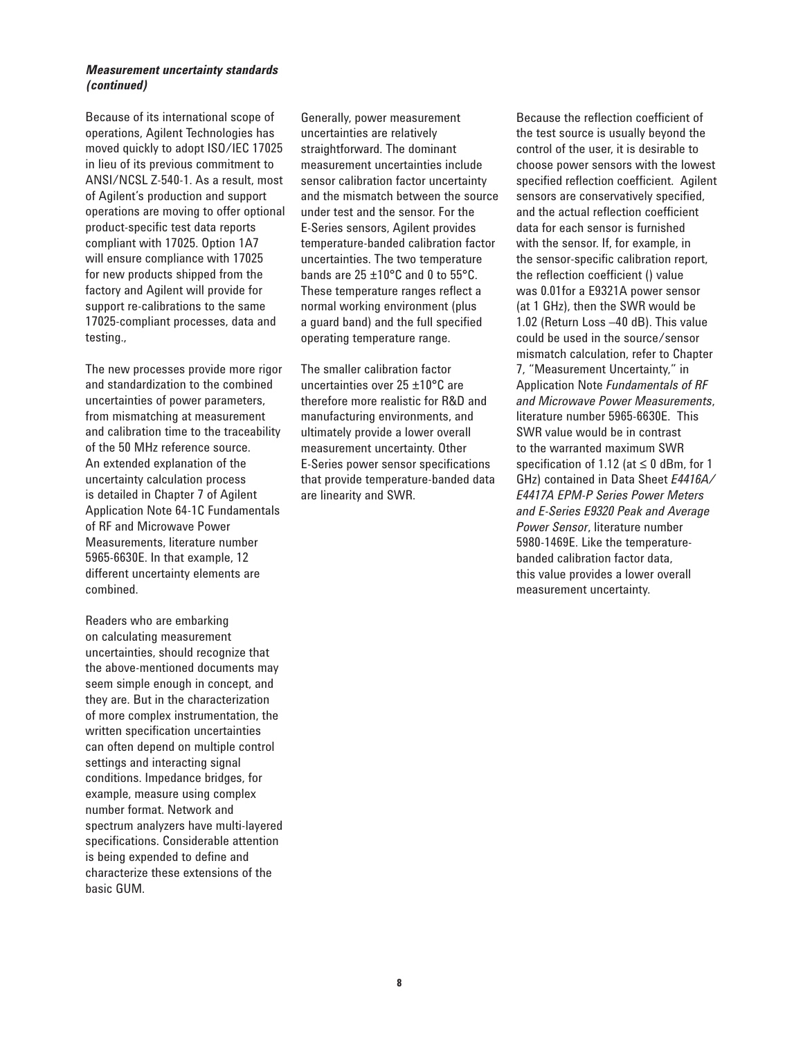### *Measurement uncertainty standards (continued)*

Because of its international scope of operations, Agilent Technologies has moved quickly to adopt ISO/IEC 17025 in lieu of its previous commitment to ANSI/NCSL Z-540-1. As a result, most of Agilent's production and support operations are moving to offer optional product-specific test data reports compliant with 17025. Option 1A7 will ensure compliance with 17025 for new products shipped from the factory and Agilent will provide for support re-calibrations to the same 17025-compliant processes, data and testing.,

The new processes provide more rigor and standardization to the combined uncertainties of power parameters, from mismatching at measurement and calibration time to the traceability of the 50 MHz reference source. An extended explanation of the uncertainty calculation process is detailed in Chapter 7 of Agilent Application Note 64-1C Fundamentals of RF and Microwave Power Measurements, literature number 5965-6630E. In that example, 12 different uncertainty elements are combined.

Readers who are embarking on calculating measurement uncertainties, should recognize that the above-mentioned documents may seem simple enough in concept, and they are. But in the characterization of more complex instrumentation, the written specification uncertainties can often depend on multiple control settings and interacting signal conditions. Impedance bridges, for example, measure using complex number format. Network and spectrum analyzers have multi-layered specifications. Considerable attention is being expended to define and characterize these extensions of the basic GUM.

Generally, power measurement uncertainties are relatively straightforward. The dominant measurement uncertainties include sensor calibration factor uncertainty and the mismatch between the source under test and the sensor. For the E-Series sensors, Agilent provides temperature-banded calibration factor uncertainties. The two temperature bands are 25 ±10°C and 0 to 55°C. These temperature ranges reflect a normal working environment (plus a guard band) and the full specified operating temperature range.

The smaller calibration factor uncertainties over 25 ±10°C are therefore more realistic for R&D and manufacturing environments, and ultimately provide a lower overall measurement uncertainty. Other E-Series power sensor specifications that provide temperature-banded data are linearity and SWR.

Because the reflection coefficient of the test source is usually beyond the control of the user, it is desirable to choose power sensors with the lowest specified reflection coefficient. Agilent sensors are conservatively specified, and the actual reflection coefficient data for each sensor is furnished with the sensor. If, for example, in the sensor-specific calibration report, the reflection coefficient () value was 0.01for a E9321A power sensor (at 1 GHz), then the SWR would be 1.02 (Return Loss –40 dB). This value could be used in the source/sensor mismatch calculation, refer to Chapter 7, "Measurement Uncertainty," in Application Note *Fundamentals of RF and Microwave Power Measurements*, literature number 5965-6630E. This SWR value would be in contrast to the warranted maximum SWR specification of 1.12 (at ≤ 0 dBm, for 1 GHz) contained in Data Sheet *E4416A/ E4417A EPM-P Series Power Meters and E-Series E9320 Peak and Average Power Sensor*, literature number 5980-1469E. Like the temperature-banded calibration factor data, this value provides a lower overall measurement uncertainty.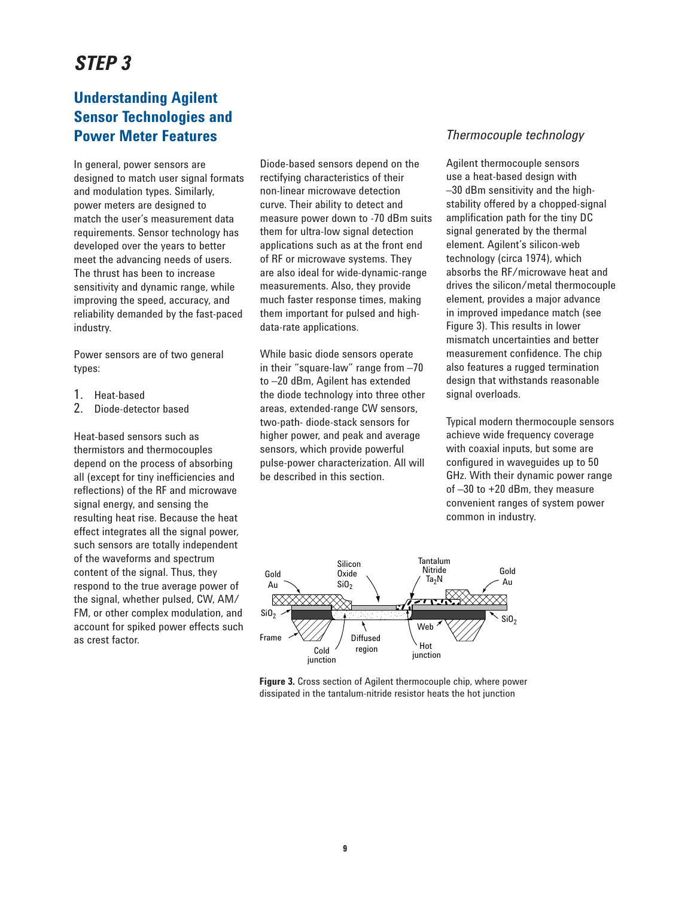# STEP 3

## Understanding Agilent Sensor Technologies and Power Meter Features

In general, power sensors are designed to match user signal formats and modulation types. Similarly, power meters are designed to match the user's measurement data requirements. Sensor technology has developed over the years to better meet the advancing needs of users. The thrust has been to increase sensitivity and dynamic range, while improving the speed, accuracy, and reliability demanded by the fast-paced industry.

Power sensors are of two general types:

1. Heat-based
2. Diode-detector based

Heat-based sensors such as thermistors and thermocouples depend on the process of absorbing all (except for tiny inefficiencies and reflections) of the RF and microwave signal energy, and sensing the resulting heat rise. Because the heat effect integrates all the signal power, such sensors are totally independent of the waveforms and spectrum content of the signal. Thus, they respond to the true average power of the signal, whether pulsed, CW, AM/FM, or other complex modulation, and account for spiked power effects such as crest factor.

Diode-based sensors depend on the rectifying characteristics of their non-linear microwave detection curve. Their ability to detect and measure power down to -70 dBm suits them for ultra-low signal detection applications such as at the front end of RF or microwave systems. They are also ideal for wide-dynamic-range measurements. Also, they provide much faster response times, making them important for pulsed and high-data-rate applications.

While basic diode sensors operate in their "square-law" range from –70 to –20 dBm, Agilent has extended the diode technology into three other areas, extended-range CW sensors, two-path- diode-stack sensors for higher power, and peak and average sensors, which provide powerful pulse-power characterization. All will be described in this section.

### *Thermocouple technology*

Agilent thermocouple sensors use a heat-based design with –30 dBm sensitivity and the high-stability offered by a chopped-signal amplification path for the tiny DC signal generated by the thermal element. Agilent's silicon-web technology (circa 1974), which absorbs the RF/microwave heat and drives the silicon/metal thermocouple element, provides a major advance in improved impedance match (see Figure 3). This results in lower mismatch uncertainties and better measurement confidence. The chip also features a rugged termination design that withstands reasonable signal overloads.

Typical modern thermocouple sensors achieve wide frequency coverage with coaxial inputs, but some are configured in waveguides up to 50 GHz. With their dynamic power range of –30 to +20 dBm, they measure convenient ranges of system power common in industry.

**Figure 3.** Cross section of Agilent thermocouple chip, where power dissipated in the tantalum-nitride resistor heats the hot junction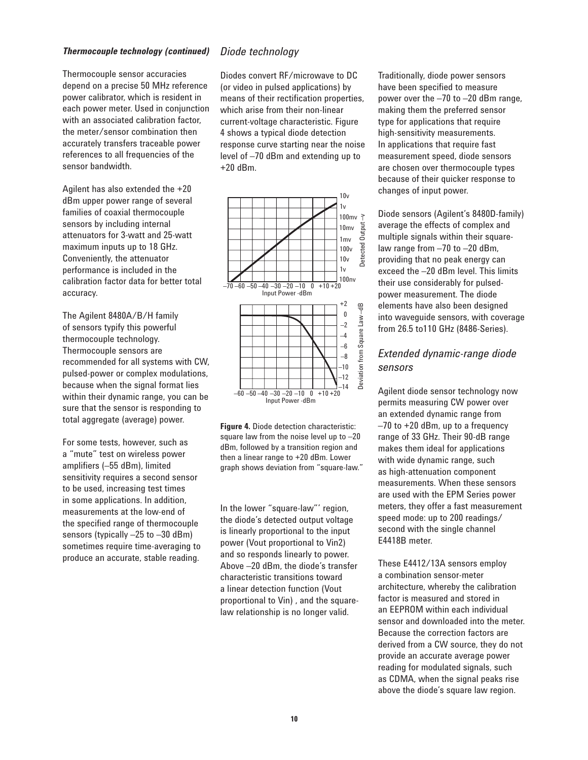### *Thermocouple technology (continued)*

Thermocouple sensor accuracies depend on a precise 50 MHz reference power calibrator, which is resident in each power meter. Used in conjunction with an associated calibration factor, the meter/sensor combination then accurately transfers traceable power references to all frequencies of the sensor bandwidth.

Agilent has also extended the +20 dBm upper power range of several families of coaxial thermocouple sensors by including internal attenuators for 3-watt and 25-watt maximum inputs up to 18 GHz. Conveniently, the attenuator performance is included in the calibration factor data for better total accuracy.

The Agilent 8480A/B/H family of sensors typify this powerful thermocouple technology. Thermocouple sensors are recommended for all systems with CW, pulsed-power or complex modulations, because when the signal format lies within their dynamic range, you can be sure that the sensor is responding to total aggregate (average) power.

For some tests, however, such as a "mute" test on wireless power amplifiers (–55 dBm), limited sensitivity requires a second sensor to be used, increasing test times in some applications. In addition, measurements at the low-end of the specified range of thermocouple sensors (typically –25 to –30 dBm) sometimes require time-averaging to produce an accurate, stable reading.

## *Diode technology*

Diodes convert RF/microwave to DC (or video in pulsed applications) by means of their rectification properties, which arise from their non-linear current-voltage characteristic. Figure 4 shows a typical diode detection response curve starting near the noise level of –70 dBm and extending up to +20 dBm.

**Figure 4.** Diode detection characteristic: square law from the noise level up to –20 dBm, followed by a transition region and then a linear range to +20 dBm. Lower graph shows deviation from "square-law."

In the lower "square-law"' region, the diode's detected output voltage is linearly proportional to the input power (Vout proportional to Vin2) and so responds linearly to power. Above –20 dBm, the diode's transfer characteristic transitions toward a linear detection function (Vout proportional to Vin) , and the square-law relationship is no longer valid.

Traditionally, diode power sensors have been specified to measure power over the –70 to –20 dBm range, making them the preferred sensor type for applications that require high-sensitivity measurements. In applications that require fast measurement speed, diode sensors are chosen over thermocouple types because of their quicker response to changes of input power.

Diode sensors (Agilent's 8480D-family) average the effects of complex and multiple signals within their square-law range from –70 to –20 dBm, providing that no peak energy can exceed the –20 dBm level. This limits their use considerably for pulsed-power measurement. The diode elements have also been designed into waveguide sensors, with coverage from 26.5 to110 GHz (8486-Series).

## *Extended dynamic-range diode sensors*

Agilent diode sensor technology now permits measuring CW power over an extended dynamic range from –70 to +20 dBm, up to a frequency range of 33 GHz. Their 90-dB range makes them ideal for applications with wide dynamic range, such as high-attenuation component measurements. When these sensors are used with the EPM Series power meters, they offer a fast measurement speed mode: up to 200 readings/second with the single channel E4418B meter.

These E4412/13A sensors employ a combination sensor-meter architecture, whereby the calibration factor is measured and stored in an EEPROM within each individual sensor and downloaded into the meter. Because the correction factors are derived from a CW source, they do not provide an accurate average power reading for modulated signals, such as CDMA, when the signal peaks rise above the diode's square law region.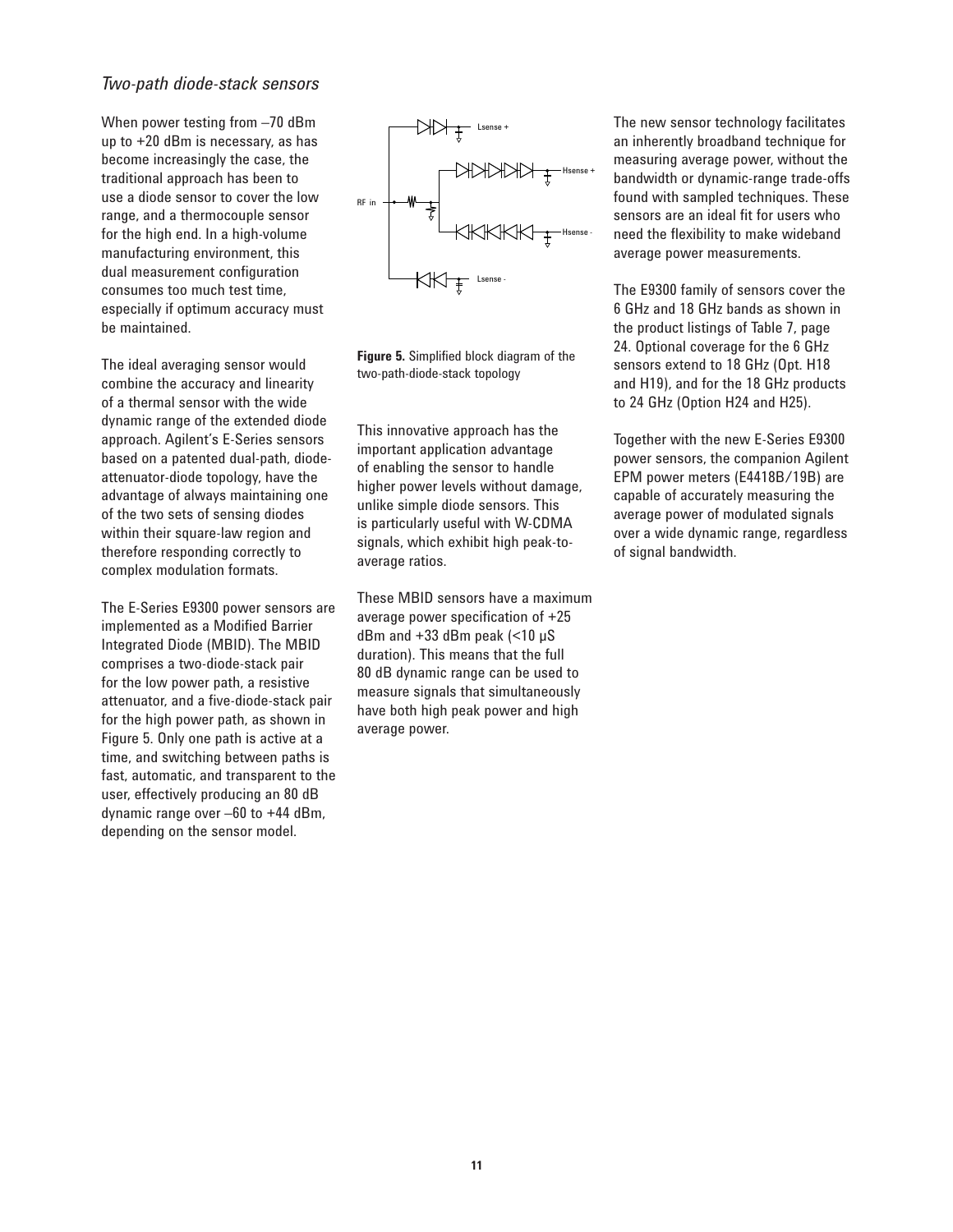*Two-path diode-stack sensors*

When power testing from –70 dBm up to +20 dBm is necessary, as has become increasingly the case, the traditional approach has been to use a diode sensor to cover the low range, and a thermocouple sensor for the high end. In a high-volume manufacturing environment, this dual measurement configuration consumes too much test time, especially if optimum accuracy must be maintained.

The ideal averaging sensor would combine the accuracy and linearity of a thermal sensor with the wide dynamic range of the extended diode approach. Agilent's E-Series sensors based on a patented dual-path, diode-attenuator-diode topology, have the advantage of always maintaining one of the two sets of sensing diodes within their square-law region and therefore responding correctly to complex modulation formats.

The E-Series E9300 power sensors are implemented as a Modified Barrier Integrated Diode (MBID). The MBID comprises a two-diode-stack pair for the low power path, a resistive attenuator, and a five-diode-stack pair for the high power path, as shown in Figure 5. Only one path is active at a time, and switching between paths is fast, automatic, and transparent to the user, effectively producing an 80 dB dynamic range over –60 to +44 dBm, depending on the sensor model.

**Figure 5.** Simplified block diagram of the two-path-diode-stack topology

This innovative approach has the important application advantage of enabling the sensor to handle higher power levels without damage, unlike simple diode sensors. This is particularly useful with W-CDMA signals, which exhibit high peak-to-average ratios.

These MBID sensors have a maximum average power specification of +25 dBm and +33 dBm peak (<10 µS duration). This means that the full 80 dB dynamic range can be used to measure signals that simultaneously have both high peak power and high average power.

The new sensor technology facilitates an inherently broadband technique for measuring average power, without the bandwidth or dynamic-range trade-offs found with sampled techniques. These sensors are an ideal fit for users who need the flexibility to make wideband average power measurements.

The E9300 family of sensors cover the 6 GHz and 18 GHz bands as shown in the product listings of Table 7, page 24. Optional coverage for the 6 GHz sensors extend to 18 GHz (Opt. H18 and H19), and for the 18 GHz products to 24 GHz (Option H24 and H25).

Together with the new E-Series E9300 power sensors, the companion Agilent EPM power meters (E4418B/19B) are capable of accurately measuring the average power of modulated signals over a wide dynamic range, regardless of signal bandwidth.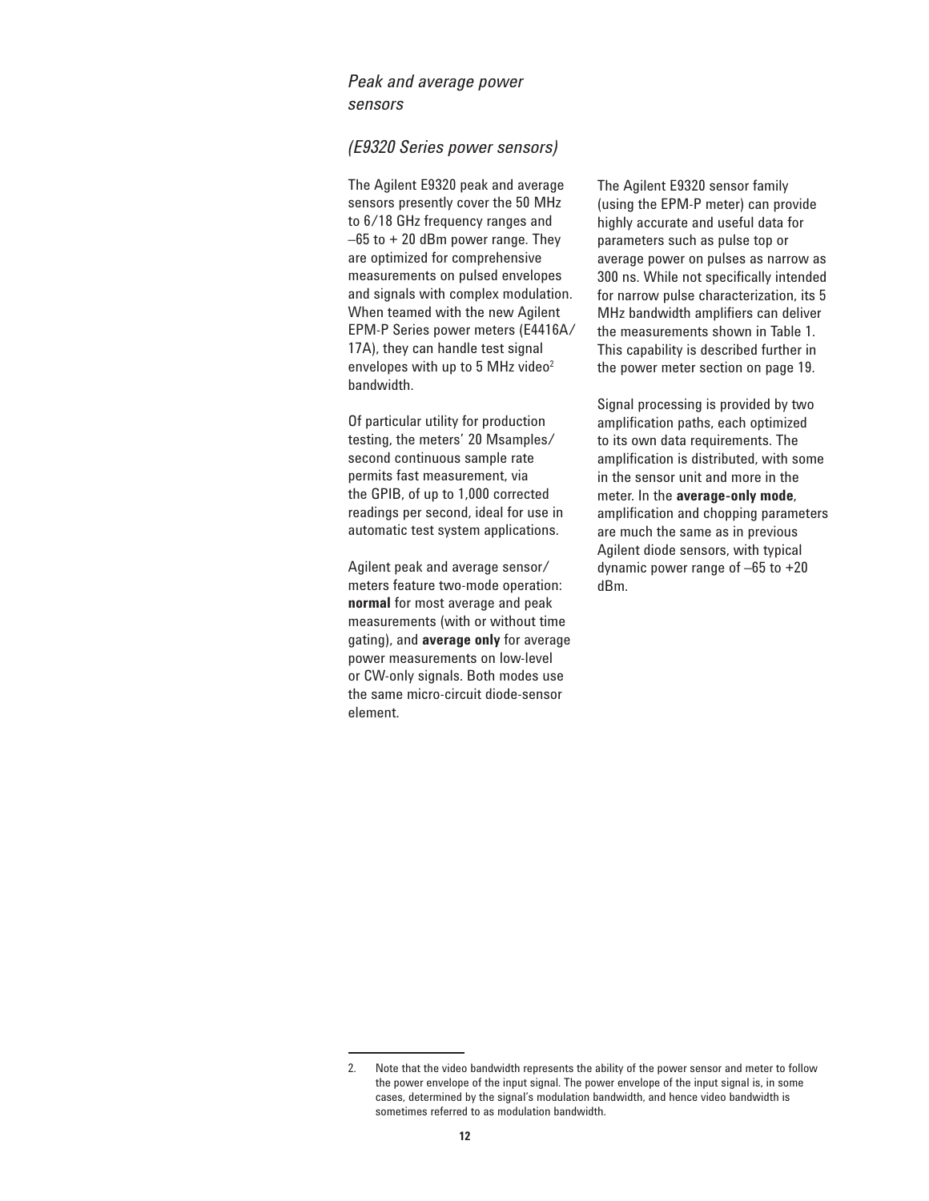## *Peak and average power sensors*

### *(E9320 Series power sensors)*

The Agilent E9320 peak and average sensors presently cover the 50 MHz to 6/18 GHz frequency ranges and –65 to + 20 dBm power range. They are optimized for comprehensive measurements on pulsed envelopes and signals with complex modulation. When teamed with the new Agilent EPM-P Series power meters (E4416A/17A), they can handle test signal envelopes with up to 5 MHz video[2] bandwidth.

Of particular utility for production testing, the meters' 20 Msamples/second continuous sample rate permits fast measurement, via the GPIB, of up to 1,000 corrected readings per second, ideal for use in automatic test system applications.

Agilent peak and average sensor/meters feature two-mode operation: **normal** for most average and peak measurements (with or without time gating), and **average only** for average power measurements on low-level or CW-only signals. Both modes use the same micro-circuit diode-sensor element.

The Agilent E9320 sensor family (using the EPM-P meter) can provide highly accurate and useful data for parameters such as pulse top or average power on pulses as narrow as 300 ns. While not specifically intended for narrow pulse characterization, its 5 MHz bandwidth amplifiers can deliver the measurements shown in Table 1. This capability is described further in the power meter section on page 19.

Signal processing is provided by two amplification paths, each optimized to its own data requirements. The amplification is distributed, with some in the sensor unit and more in the meter. In the **average-only mode**, amplification and chopping parameters are much the same as in previous Agilent diode sensors, with typical dynamic power range of –65 to +20 dBm.

---

2. Note that the video bandwidth represents the ability of the power sensor and meter to follow the power envelope of the input signal. The power envelope of the input signal is, in some cases, determined by the signal's modulation bandwidth, and hence video bandwidth is sometimes referred to as modulation bandwidth.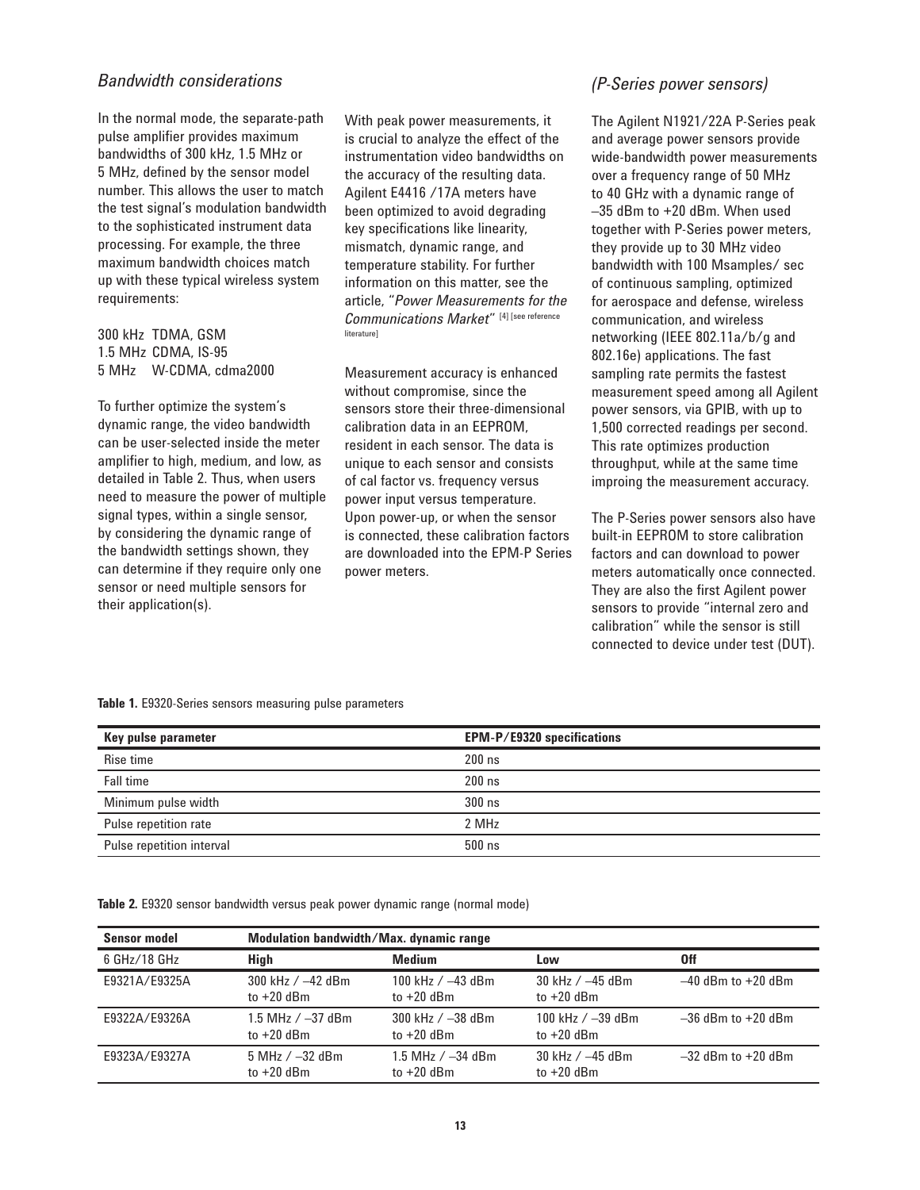### *Bandwidth considerations*

In the normal mode, the separate-path pulse amplifier provides maximum bandwidths of 300 kHz, 1.5 MHz or 5 MHz, defined by the sensor model number. This allows the user to match the test signal's modulation bandwidth to the sophisticated instrument data processing. For example, the three maximum bandwidth choices match up with these typical wireless system requirements:

300 kHz TDMA, GSM
1.5 MHz CDMA, IS-95
5 MHz W-CDMA, cdma2000

To further optimize the system's dynamic range, the video bandwidth can be user-selected inside the meter amplifier to high, medium, and low, as detailed in Table 2. Thus, when users need to measure the power of multiple signal types, within a single sensor, by considering the dynamic range of the bandwidth settings shown, they can determine if they require only one sensor or need multiple sensors for their application(s).

With peak power measurements, it is crucial to analyze the effect of the instrumentation video bandwidths on the accuracy of the resulting data. Agilent E4416 /17A meters have been optimized to avoid degrading key specifications like linearity, mismatch, dynamic range, and temperature stability. For further information on this matter, see the article, "*Power Measurements for the Communications Market*" [4] [see reference literature]

Measurement accuracy is enhanced without compromise, since the sensors store their three-dimensional calibration data in an EEPROM, resident in each sensor. The data is unique to each sensor and consists of cal factor vs. frequency versus power input versus temperature. Upon power-up, or when the sensor is connected, these calibration factors are downloaded into the EPM-P Series power meters.

### *(P-Series power sensors)*

The Agilent N1921/22A P-Series peak and average power sensors provide wide-bandwidth power measurements over a frequency range of 50 MHz to 40 GHz with a dynamic range of –35 dBm to +20 dBm. When used together with P-Series power meters, they provide up to 30 MHz video bandwidth with 100 Msamples/ sec of continuous sampling, optimized for aerospace and defense, wireless communication, and wireless networking (IEEE 802.11a/b/g and 802.16e) applications. The fast sampling rate permits the fastest measurement speed among all Agilent power sensors, via GPIB, with up to 1,500 corrected readings per second. This rate optimizes production throughput, while at the same time improing the measurement accuracy.

The P-Series power sensors also have built-in EEPROM to store calibration factors and can download to power meters automatically once connected. They are also the first Agilent power sensors to provide "internal zero and calibration" while the sensor is still connected to device under test (DUT).

**Table 1.** E9320-Series sensors measuring pulse parameters

| Key pulse parameter | EPM-P/E9320 specifications |
|---|---|
| Rise time | 200 ns |
| Fall time | 200 ns |
| Minimum pulse width | 300 ns |
| Pulse repetition rate | 2 MHz |
| Pulse repetition interval | 500 ns |

**Table 2.** E9320 sensor bandwidth versus peak power dynamic range (normal mode)

| Sensor model | Modulation bandwidth/Max. dynamic range | | | |
|---|---|---|---|---|
| 6 GHz/18 GHz | **High** | **Medium** | **Low** | **Off** |
| E9321A/E9325A | 300 kHz / –42 dBm to +20 dBm | 100 kHz / –43 dBm to +20 dBm | 30 kHz / –45 dBm to +20 dBm | –40 dBm to +20 dBm |
| E9322A/E9326A | 1.5 MHz / –37 dBm to +20 dBm | 300 kHz / –38 dBm to +20 dBm | 100 kHz / –39 dBm to +20 dBm | –36 dBm to +20 dBm |
| E9323A/E9327A | 5 MHz / –32 dBm to +20 dBm | 1.5 MHz / –34 dBm to +20 dBm | 30 kHz / –45 dBm to +20 dBm | –32 dBm to +20 dBm |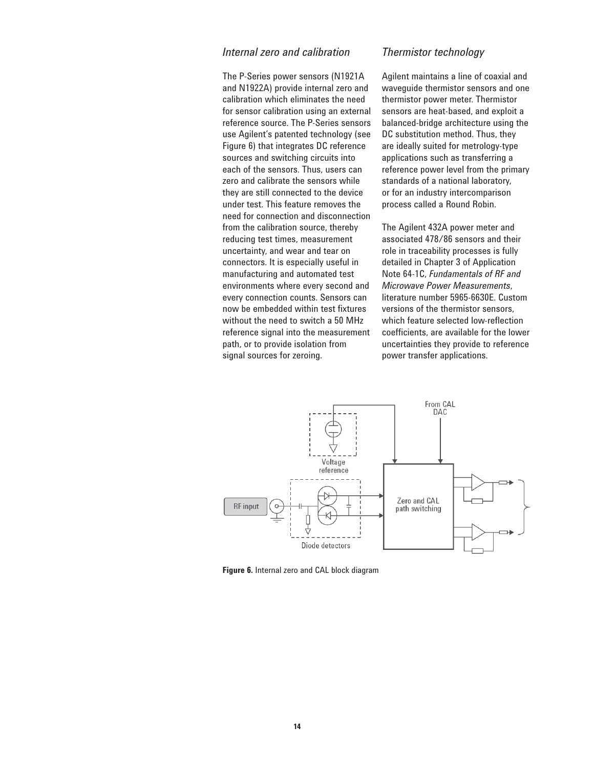### *Internal zero and calibration*

The P-Series power sensors (N1921A and N1922A) provide internal zero and calibration which eliminates the need for sensor calibration using an external reference source. The P-Series sensors use Agilent's patented technology (see Figure 6) that integrates DC reference sources and switching circuits into each of the sensors. Thus, users can zero and calibrate the sensors while they are still connected to the device under test. This feature removes the need for connection and disconnection from the calibration source, thereby reducing test times, measurement uncertainty, and wear and tear on connectors. It is especially useful in manufacturing and automated test environments where every second and every connection counts. Sensors can now be embedded within test fixtures without the need to switch a 50 MHz reference signal into the measurement path, or to provide isolation from signal sources for zeroing.

### *Thermistor technology*

Agilent maintains a line of coaxial and waveguide thermistor sensors and one thermistor power meter. Thermistor sensors are heat-based, and exploit a balanced-bridge architecture using the DC substitution method. Thus, they are ideally suited for metrology-type applications such as transferring a reference power level from the primary standards of a national laboratory, or for an industry intercomparison process called a Round Robin.

The Agilent 432A power meter and associated 478/86 sensors and their role in traceability processes is fully detailed in Chapter 3 of Application Note 64-1C, *Fundamentals of RF and Microwave Power Measurements*, literature number 5965-6630E. Custom versions of the thermistor sensors, which feature selected low-reflection coefficients, are available for the lower uncertainties they provide to reference power transfer applications.

**Figure 6.** Internal zero and CAL block diagram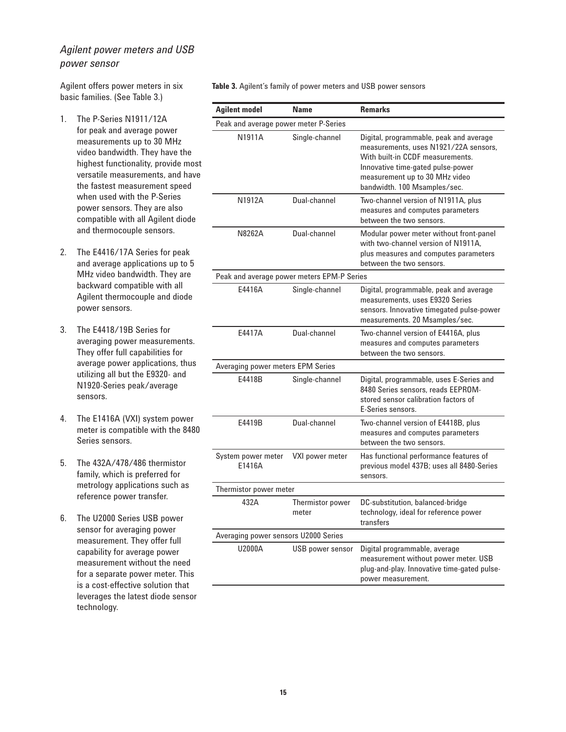## *Agilent power meters and USB power sensor*

Agilent offers power meters in six basic families. (See Table 3.)

1. The P-Series N1911/12A for peak and average power measurements up to 30 MHz video bandwidth. They have the highest functionality, provide most versatile measurements, and have the fastest measurement speed when used with the P-Series power sensors. They are also compatible with all Agilent diode and thermocouple sensors.

2. The E4416/17A Series for peak and average applications up to 5 MHz video bandwidth. They are backward compatible with all Agilent thermocouple and diode power sensors.

3. The E4418/19B Series for averaging power measurements. They offer full capabilities for average power applications, thus utilizing all but the E9320- and N1920-Series peak/average sensors.

4. The E1416A (VXI) system power meter is compatible with the 8480 Series sensors.

5. The 432A/478/486 thermistor family, which is preferred for metrology applications such as reference power transfer.

6. The U2000 Series USB power sensor for averaging power measurement. They offer full capability for average power measurement without the need for a separate power meter. This is a cost-effective solution that leverages the latest diode sensor technology.

**Table 3.** Agilent's family of power meters and USB power sensors

| Agilent model | Name | Remarks |
|---|---|---|
| Peak and average power meter P-Series | | |
| N1911A | Single-channel | Digital, programmable, peak and average measurements, uses N1921/22A sensors, With built-in CCDF measurements. Innovative time-gated pulse-power measurement up to 30 MHz video bandwidth. 100 Msamples/sec. |
| N1912A | Dual-channel | Two-channel version of N1911A, plus measures and computes parameters between the two sensors. |
| N8262A | Dual-channel | Modular power meter without front-panel with two-channel version of N1911A, plus measures and computes parameters between the two sensors. |
| Peak and average power meters EPM-P Series | | |
| E4416A | Single-channel | Digital, programmable, peak and average measurements, uses E9320 Series sensors. Innovative timegated pulse-power measurements. 20 Msamples/sec. |
| E4417A | Dual-channel | Two-channel version of E4416A, plus measures and computes parameters between the two sensors. |
| Averaging power meters EPM Series | | |
| E4418B | Single-channel | Digital, programmable, uses E-Series and 8480 Series sensors, reads EEPROM-stored sensor calibration factors of E-Series sensors. |
| E4419B | Dual-channel | Two-channel version of E4418B, plus measures and computes parameters between the two sensors. |
| System power meter E1416A | VXI power meter | Has functional performance features of previous model 437B; uses all 8480-Series sensors. |
| Thermistor power meter | | |
| 432A | Thermistor power meter | DC-substitution, balanced-bridge technology, ideal for reference power transfers |
| Averaging power sensors U2000 Series | | |
| U2000A | USB power sensor | Digital programmable, average measurement without power meter. USB plug-and-play. Innovative time-gated pulse-power measurement. |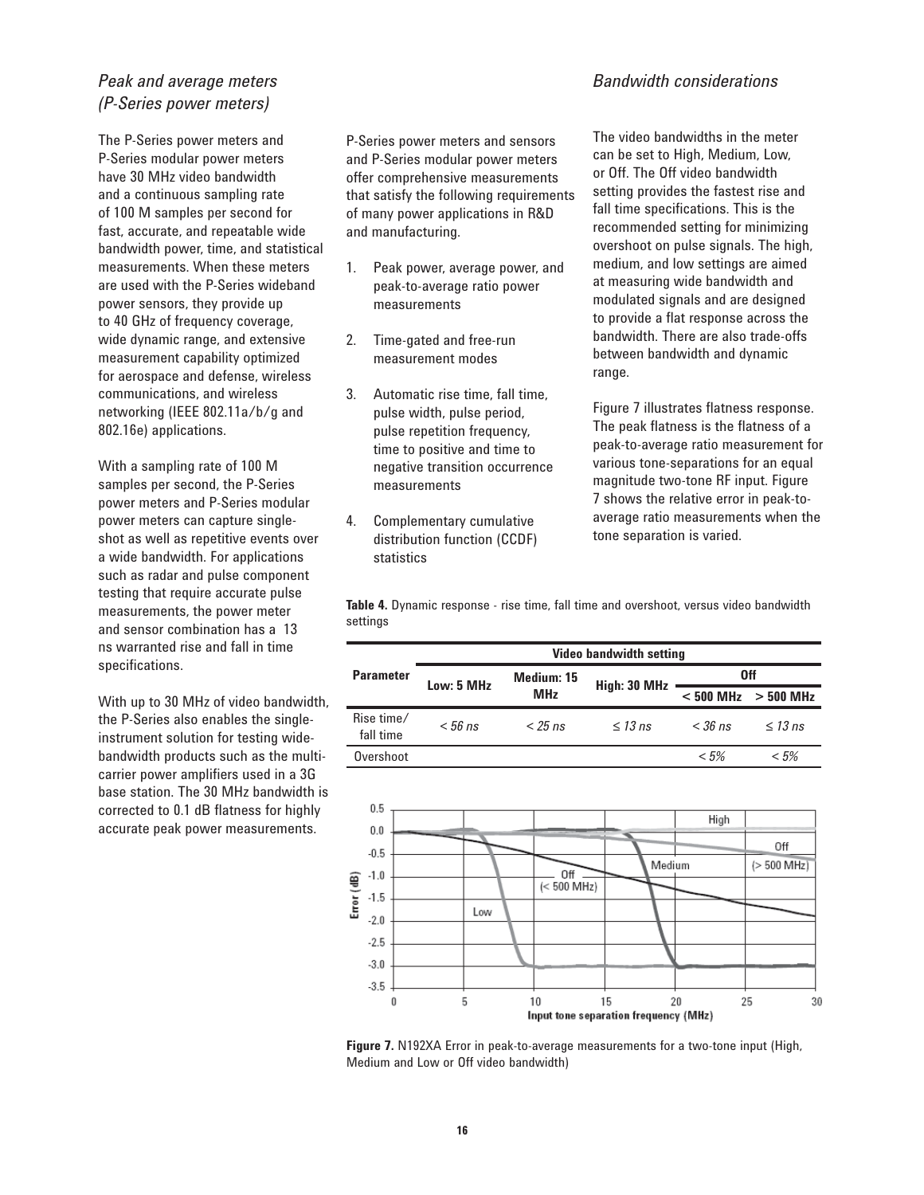## *Peak and average meters (P-Series power meters)*

The P-Series power meters and P-Series modular power meters have 30 MHz video bandwidth and a continuous sampling rate of 100 M samples per second for fast, accurate, and repeatable wide bandwidth power, time, and statistical measurements. When these meters are used with the P-Series wideband power sensors, they provide up to 40 GHz of frequency coverage, wide dynamic range, and extensive measurement capability optimized for aerospace and defense, wireless communications, and wireless networking (IEEE 802.11a/b/g and 802.16e) applications.

With a sampling rate of 100 M samples per second, the P-Series power meters and P-Series modular power meters can capture single-shot as well as repetitive events over a wide bandwidth. For applications such as radar and pulse component testing that require accurate pulse measurements, the power meter and sensor combination has a 13 ns warranted rise and fall in time specifications.

With up to 30 MHz of video bandwidth, the P-Series also enables the single-instrument solution for testing wide-bandwidth products such as the multi-carrier power amplifiers used in a 3G base station. The 30 MHz bandwidth is corrected to 0.1 dB flatness for highly accurate peak power measurements.

P-Series power meters and sensors and P-Series modular power meters offer comprehensive measurements that satisfy the following requirements of many power applications in R&D and manufacturing.

1. Peak power, average power, and peak-to-average ratio power measurements
2. Time-gated and free-run measurement modes
3. Automatic rise time, fall time, pulse width, pulse period, pulse repetition frequency, time to positive and time to negative transition occurrence measurements
4. Complementary cumulative distribution function (CCDF) statistics

## *Bandwidth considerations*

The video bandwidths in the meter can be set to High, Medium, Low, or Off. The Off video bandwidth setting provides the fastest rise and fall time specifications. This is the recommended setting for minimizing overshoot on pulse signals. The high, medium, and low settings are aimed at measuring wide bandwidth and modulated signals and are designed to provide a flat response across the bandwidth. There are also trade-offs between bandwidth and dynamic range.

Figure 7 illustrates flatness response. The peak flatness is the flatness of a peak-to-average ratio measurement for various tone-separations for an equal magnitude two-tone RF input. Figure 7 shows the relative error in peak-to-average ratio measurements when the tone separation is varied.

**Table 4.** Dynamic response - rise time, fall time and overshoot, versus video bandwidth settings

| Parameter | Video bandwidth setting | | | | |
|---|---|---|---|---|---|
| | Low: 5 MHz | Medium: 15 MHz | High: 30 MHz | Off | |
| | | | | < 500 MHz | > 500 MHz |
| Rise time/ fall time | *< 56 ns* | *< 25 ns* | *≤ 13 ns* | *< 36 ns* | *≤ 13 ns* |
| Overshoot | | | | *< 5%* | *< 5%* |

**Figure 7.** N192XA Error in peak-to-average measurements for a two-tone input (High, Medium and Low or Off video bandwidth)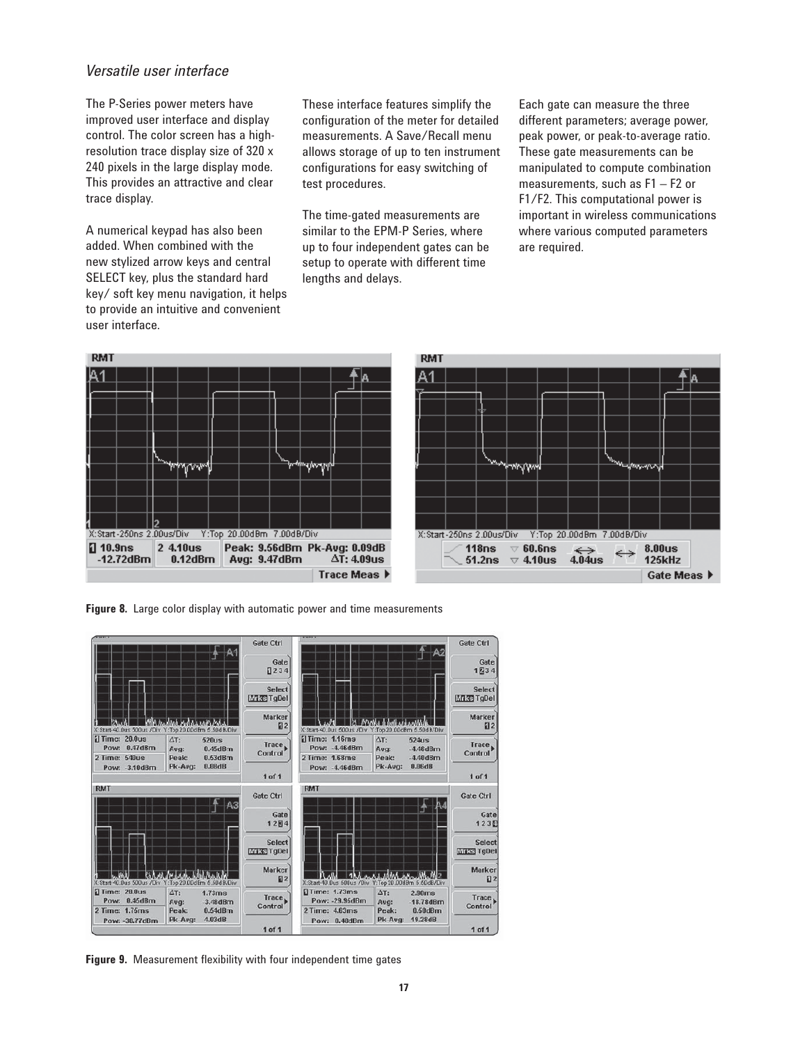## *Versatile user interface*

The P-Series power meters have improved user interface and display control. The color screen has a high-resolution trace display size of 320 x 240 pixels in the large display mode. This provides an attractive and clear trace display.

A numerical keypad has also been added. When combined with the new stylized arrow keys and central SELECT key, plus the standard hard key/ soft key menu navigation, it helps to provide an intuitive and convenient user interface.

These interface features simplify the configuration of the meter for detailed measurements. A Save/Recall menu allows storage of up to ten instrument configurations for easy switching of test procedures.

The time-gated measurements are similar to the EPM-P Series, where up to four independent gates can be setup to operate with different time lengths and delays.

Each gate can measure the three different parameters; average power, peak power, or peak-to-average ratio. These gate measurements can be manipulated to compute combination measurements, such as F1 – F2 or F1/F2. This computational power is important in wireless communications where various computed parameters are required.

**Figure 8.** Large color display with automatic power and time measurements

**Figure 9.** Measurement flexibility with four independent time gates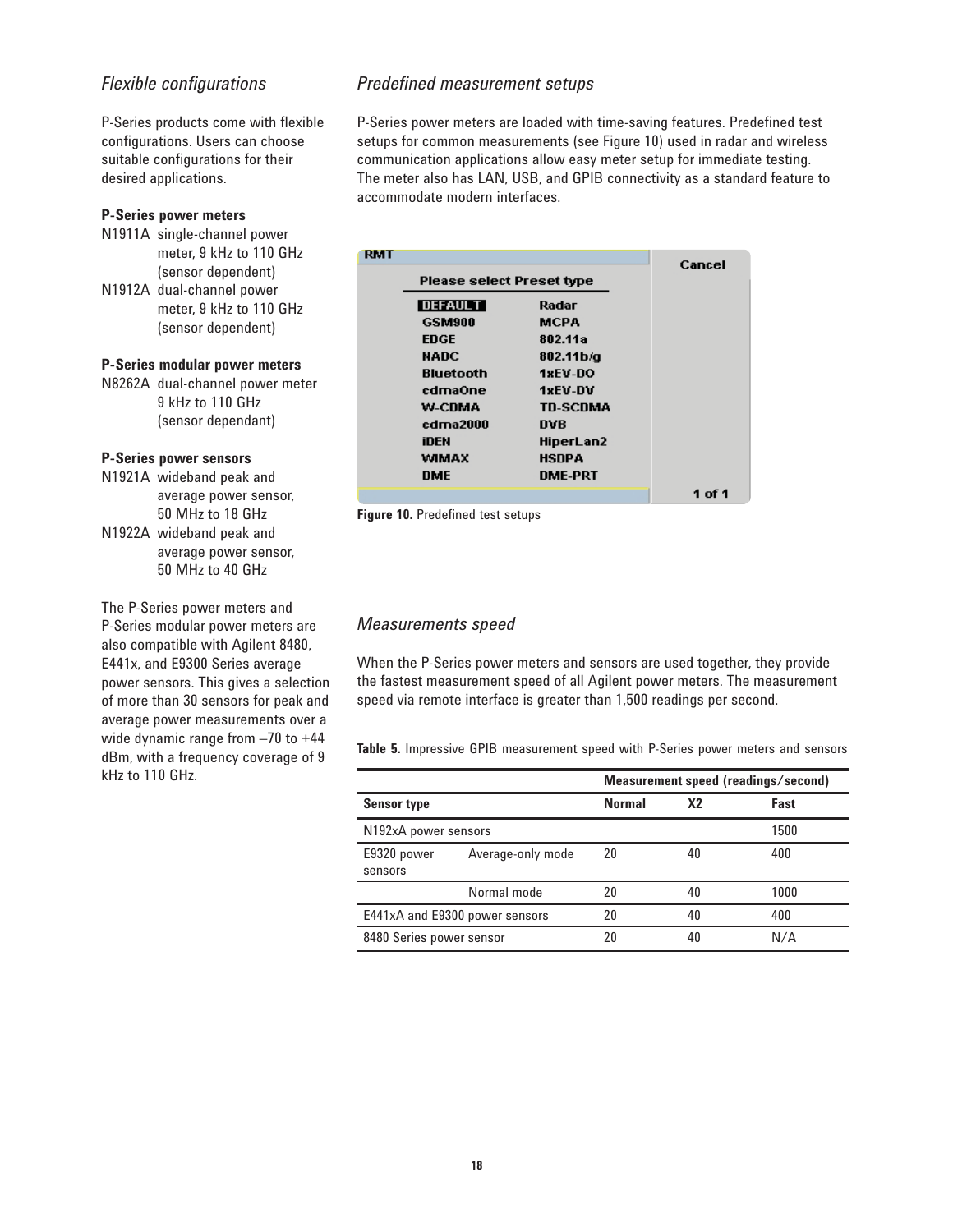## *Flexible configurations*

P-Series products come with flexible configurations. Users can choose suitable configurations for their desired applications.

**P-Series power meters**

N1911A single-channel power meter, 9 kHz to 110 GHz (sensor dependent)

N1912A dual-channel power meter, 9 kHz to 110 GHz (sensor dependent)

**P-Series modular power meters**

N8262A dual-channel power meter 9 kHz to 110 GHz (sensor dependant)

**P-Series power sensors**

N1921A wideband peak and average power sensor, 50 MHz to 18 GHz

N1922A wideband peak and average power sensor, 50 MHz to 40 GHz

The P-Series power meters and P-Series modular power meters are also compatible with Agilent 8480, E441x, and E9300 Series average power sensors. This gives a selection of more than 30 sensors for peak and average power measurements over a wide dynamic range from –70 to +44 dBm, with a frequency coverage of 9 kHz to 110 GHz.

## *Predefined measurement setups*

P-Series power meters are loaded with time-saving features. Predefined test setups for common measurements (see Figure 10) used in radar and wireless communication applications allow easy meter setup for immediate testing. The meter also has LAN, USB, and GPIB connectivity as a standard feature to accommodate modern interfaces.

RMT

Please select Preset type

| | |
|---|---|
| DEFAULT | Radar |
| GSM900 | MCPA |
| EDGE | 802.11a |
| NADC | 802.11b/g |
| Bluetooth | 1xEV-DO |
| cdmaOne | 1xEV-DV |
| W-CDMA | TD-SCDMA |
| cdma2000 | DVB |
| iDEN | HiperLan2 |
| WiMAX | HSDPA |
| DME | DME-PRT |

Cancel

1 of 1

**Figure 10.** Predefined test setups

## *Measurements speed*

When the P-Series power meters and sensors are used together, they provide the fastest measurement speed of all Agilent power meters. The measurement speed via remote interface is greater than 1,500 readings per second.

**Table 5.** Impressive GPIB measurement speed with P-Series power meters and sensors

| | | **Measurement speed (readings/second)** | | |
|---|---|---|---|---|
| **Sensor type** | | **Normal** | **X2** | **Fast** |
| N192xA power sensors | | | | 1500 |
| E9320 power sensors | Average-only mode | 20 | 40 | 400 |
| | Normal mode | 20 | 40 | 1000 |
| E441xA and E9300 power sensors | | 20 | 40 | 400 |
| 8480 Series power sensor | | 20 | 40 | N/A |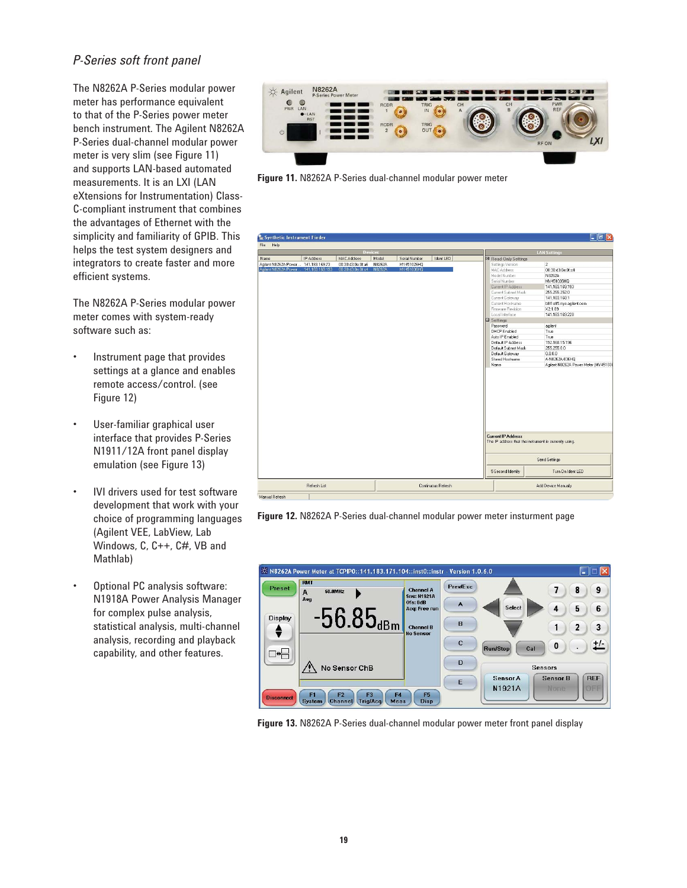## *P-Series soft front panel*

The N8262A P-Series modular power meter has performance equivalent to that of the P-Series power meter bench instrument. The Agilent N8262A P-Series dual-channel modular power meter is very slim (see Figure 11) and supports LAN-based automated measurements. It is an LXI (LAN eXtensions for Instrumentation) Class-C-compliant instrument that combines the advantages of Ethernet with the simplicity and familiarity of GPIB. This helps the test system designers and integrators to create faster and more efficient systems.

The N8262A P-Series modular power meter comes with system-ready software such as:

- Instrument page that provides settings at a glance and enables remote access/control. (see Figure 12)
- User-familiar graphical user interface that provides P-Series N1911/12A front panel display emulation (see Figure 13)
- IVI drivers used for test software development that work with your choice of programming languages (Agilent VEE, LabView, Lab Windows, C, C++, C#, VB and Mathlab)
- Optional PC analysis software: N1918A Power Analysis Manager for complex pulse analysis, statistical analysis, multi-channel analysis, recording and playback capability, and other features.

**Figure 11.** N8262A P-Series dual-channel modular power meter

**Figure 12.** N8262A P-Series dual-channel modular power meter insturment page

**Figure 13.** N8262A P-Series dual-channel modular power meter front panel display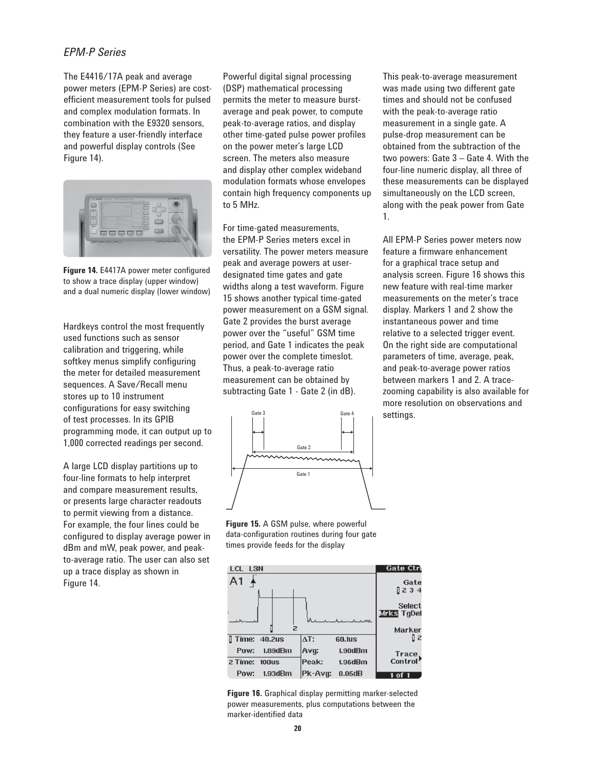*EPM-P Series*

The E4416/17A peak and average power meters (EPM-P Series) are cost-efficient measurement tools for pulsed and complex modulation formats. In combination with the E9320 sensors, they feature a user-friendly interface and powerful display controls (See Figure 14).

**Figure 14.** E4417A power meter configured to show a trace display (upper window) and a dual numeric display (lower window)

Hardkeys control the most frequently used functions such as sensor calibration and triggering, while softkey menus simplify configuring the meter for detailed measurement sequences. A Save/Recall menu stores up to 10 instrument configurations for easy switching of test processes. In its GPIB programming mode, it can output up to 1,000 corrected readings per second.

A large LCD display partitions up to four-line formats to help interpret and compare measurement results, or presents large character readouts to permit viewing from a distance. For example, the four lines could be configured to display average power in dBm and mW, peak power, and peak-to-average ratio. The user can also set up a trace display as shown in Figure 14.

Powerful digital signal processing (DSP) mathematical processing permits the meter to measure burst-average and peak power, to compute peak-to-average ratios, and display other time-gated pulse power profiles on the power meter's large LCD screen. The meters also measure and display other complex wideband modulation formats whose envelopes contain high frequency components up to 5 MHz.

For time-gated measurements, the EPM-P Series meters excel in versatility. The power meters measure peak and average powers at user-designated time gates and gate widths along a test waveform. Figure 15 shows another typical time-gated power measurement on a GSM signal. Gate 2 provides the burst average power over the "useful" GSM time period, and Gate 1 indicates the peak power over the complete timeslot. Thus, a peak-to-average ratio measurement can be obtained by subtracting Gate 1 - Gate 2 (in dB).

**Figure 15.** A GSM pulse, where powerful data-configuration routines during four gate times provide feeds for the display

This peak-to-average measurement was made using two different gate times and should not be confused with the peak-to-average ratio measurement in a single gate. A pulse-drop measurement can be obtained from the subtraction of the two powers: Gate 3 – Gate 4. With the four-line numeric display, all three of these measurements can be displayed simultaneously on the LCD screen, along with the peak power from Gate 1.

All EPM-P Series power meters now feature a firmware enhancement for a graphical trace setup and analysis screen. Figure 16 shows this new feature with real-time marker measurements on the meter's trace display. Markers 1 and 2 show the instantaneous power and time relative to a selected trigger event. On the right side are computational parameters of time, average, peak, and peak-to-average power ratios between markers 1 and 2. A trace-zooming capability is also available for more resolution on observations and settings.

**Figure 16.** Graphical display permitting marker-selected power measurements, plus computations between the marker-identified data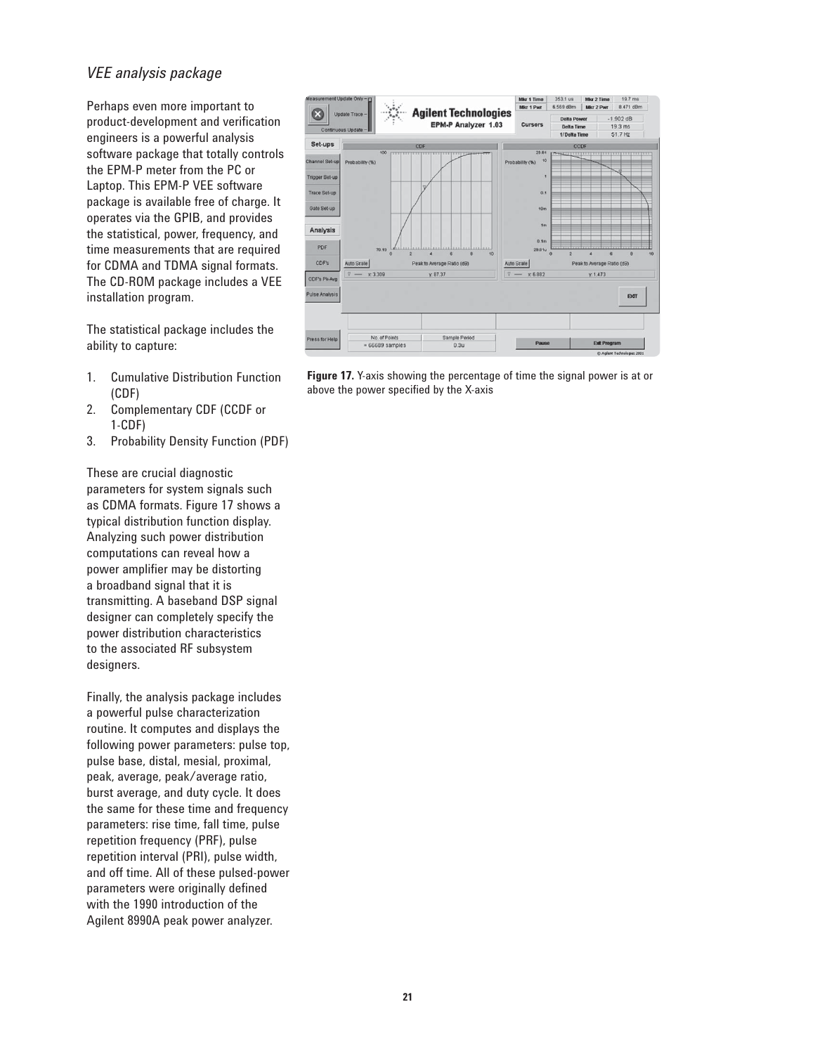## *VEE analysis package*

Perhaps even more important to product-development and verification engineers is a powerful analysis software package that totally controls the EPM-P meter from the PC or Laptop. This EPM-P VEE software package is available free of charge. It operates via the GPIB, and provides the statistical, power, frequency, and time measurements that are required for CDMA and TDMA signal formats. The CD-ROM package includes a VEE installation program.

The statistical package includes the ability to capture:

1. Cumulative Distribution Function (CDF)
2. Complementary CDF (CCDF or 1-CDF)
3. Probability Density Function (PDF)

These are crucial diagnostic parameters for system signals such as CDMA formats. Figure 17 shows a typical distribution function display. Analyzing such power distribution computations can reveal how a power amplifier may be distorting a broadband signal that it is transmitting. A baseband DSP signal designer can completely specify the power distribution characteristics to the associated RF subsystem designers.

Finally, the analysis package includes a powerful pulse characterization routine. It computes and displays the following power parameters: pulse top, pulse base, distal, mesial, proximal, peak, average, peak/average ratio, burst average, and duty cycle. It does the same for these time and frequency parameters: rise time, fall time, pulse repetition frequency (PRF), pulse repetition interval (PRI), pulse width, and off time. All of these pulsed-power parameters were originally defined with the 1990 introduction of the Agilent 8990A peak power analyzer.

**Figure 17.** Y-axis showing the percentage of time the signal power is at or above the power specified by the X-axis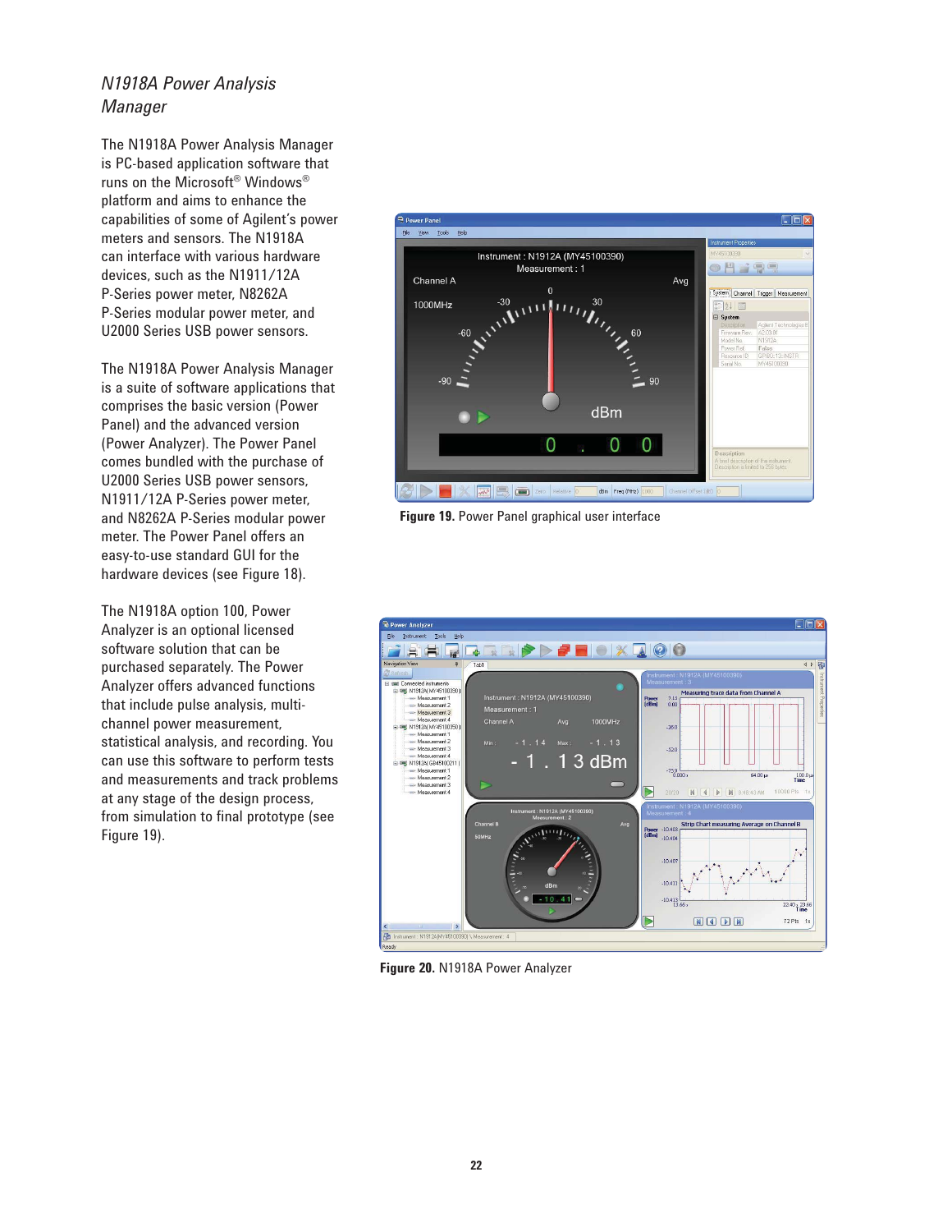## *N1918A Power Analysis Manager*

The N1918A Power Analysis Manager is PC-based application software that runs on the Microsoft® Windows® platform and aims to enhance the capabilities of some of Agilent's power meters and sensors. The N1918A can interface with various hardware devices, such as the N1911/12A P-Series power meter, N8262A P-Series modular power meter, and U2000 Series USB power sensors.

The N1918A Power Analysis Manager is a suite of software applications that comprises the basic version (Power Panel) and the advanced version (Power Analyzer). The Power Panel comes bundled with the purchase of U2000 Series USB power sensors, N1911/12A P-Series power meter, and N8262A P-Series modular power meter. The Power Panel offers an easy-to-use standard GUI for the hardware devices (see Figure 18).

The N1918A option 100, Power Analyzer is an optional licensed software solution that can be purchased separately. The Power Analyzer offers advanced functions that include pulse analysis, multi-channel power measurement, statistical analysis, and recording. You can use this software to perform tests and measurements and track problems at any stage of the design process, from simulation to final prototype (see Figure 19).

**Figure 19.** Power Panel graphical user interface

**Figure 20.** N1918A Power Analyzer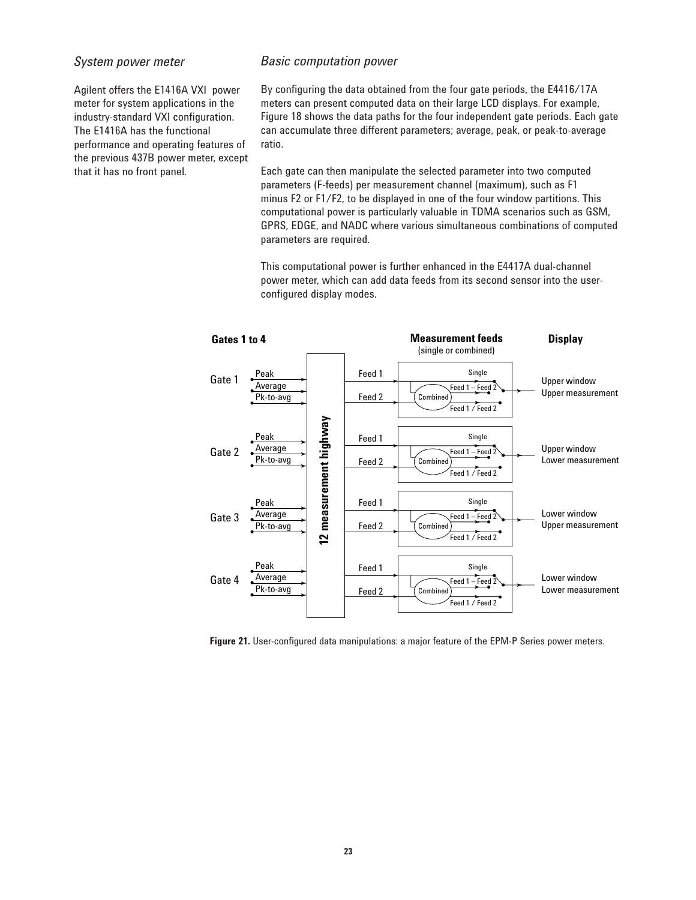### *System power meter*

Agilent offers the E1416A VXI power meter for system applications in the industry-standard VXI configuration. The E1416A has the functional performance and operating features of the previous 437B power meter, except that it has no front panel.

### *Basic computation power*

By configuring the data obtained from the four gate periods, the E4416/17A meters can present computed data on their large LCD displays. For example, Figure 18 shows the data paths for the four independent gate periods. Each gate can accumulate three different parameters; average, peak, or peak-to-average ratio.

Each gate can then manipulate the selected parameter into two computed parameters (F-feeds) per measurement channel (maximum), such as F1 minus F2 or F1/F2, to be displayed in one of the four window partitions. This computational power is particularly valuable in TDMA scenarios such as GSM, GPRS, EDGE, and NADC where various simultaneous combinations of computed parameters are required.

This computational power is further enhanced in the E4417A dual-channel power meter, which can add data feeds from its second sensor into the user-configured display modes.

**Figure 21.** User-configured data manipulations: a major feature of the EPM-P Series power meters.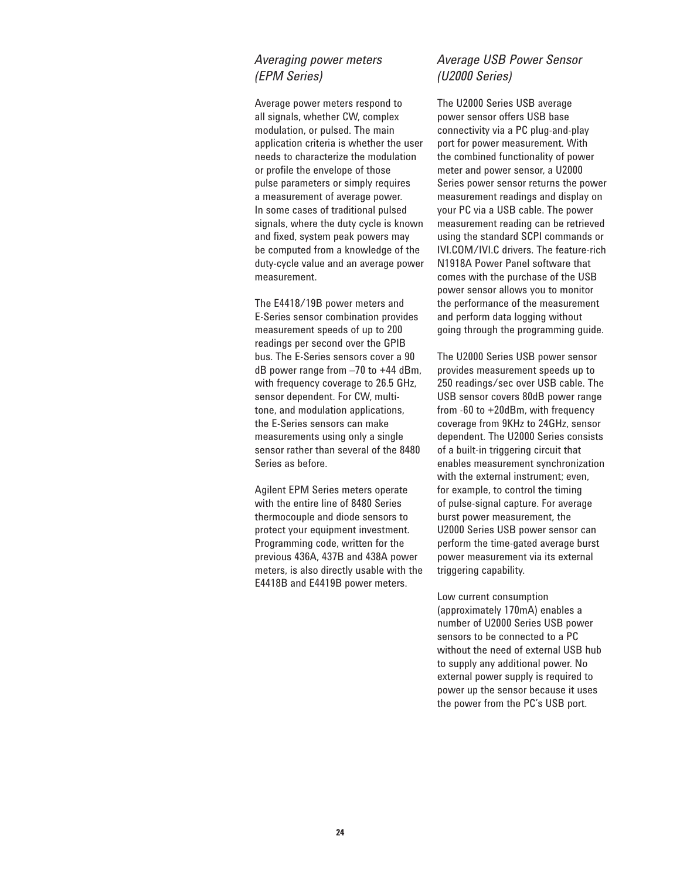### *Averaging power meters (EPM Series)*

Average power meters respond to all signals, whether CW, complex modulation, or pulsed. The main application criteria is whether the user needs to characterize the modulation or profile the envelope of those pulse parameters or simply requires a measurement of average power. In some cases of traditional pulsed signals, where the duty cycle is known and fixed, system peak powers may be computed from a knowledge of the duty-cycle value and an average power measurement.

The E4418/19B power meters and E-Series sensor combination provides measurement speeds of up to 200 readings per second over the GPIB bus. The E-Series sensors cover a 90 dB power range from –70 to +44 dBm, with frequency coverage to 26.5 GHz, sensor dependent. For CW, multi-tone, and modulation applications, the E-Series sensors can make measurements using only a single sensor rather than several of the 8480 Series as before.

Agilent EPM Series meters operate with the entire line of 8480 Series thermocouple and diode sensors to protect your equipment investment. Programming code, written for the previous 436A, 437B and 438A power meters, is also directly usable with the E4418B and E4419B power meters.

### *Average USB Power Sensor (U2000 Series)*

The U2000 Series USB average power sensor offers USB base connectivity via a PC plug-and-play port for power measurement. With the combined functionality of power meter and power sensor, a U2000 Series power sensor returns the power measurement readings and display on your PC via a USB cable. The power measurement reading can be retrieved using the standard SCPI commands or IVI.COM/IVI.C drivers. The feature-rich N1918A Power Panel software that comes with the purchase of the USB power sensor allows you to monitor the performance of the measurement and perform data logging without going through the programming guide.

The U2000 Series USB power sensor provides measurement speeds up to 250 readings/sec over USB cable. The USB sensor covers 80dB power range from -60 to +20dBm, with frequency coverage from 9KHz to 24GHz, sensor dependent. The U2000 Series consists of a built-in triggering circuit that enables measurement synchronization with the external instrument; even, for example, to control the timing of pulse-signal capture. For average burst power measurement, the U2000 Series USB power sensor can perform the time-gated average burst power measurement via its external triggering capability.

Low current consumption (approximately 170mA) enables a number of U2000 Series USB power sensors to be connected to a PC without the need of external USB hub to supply any additional power. No external power supply is required to power up the sensor because it uses the power from the PC's USB port.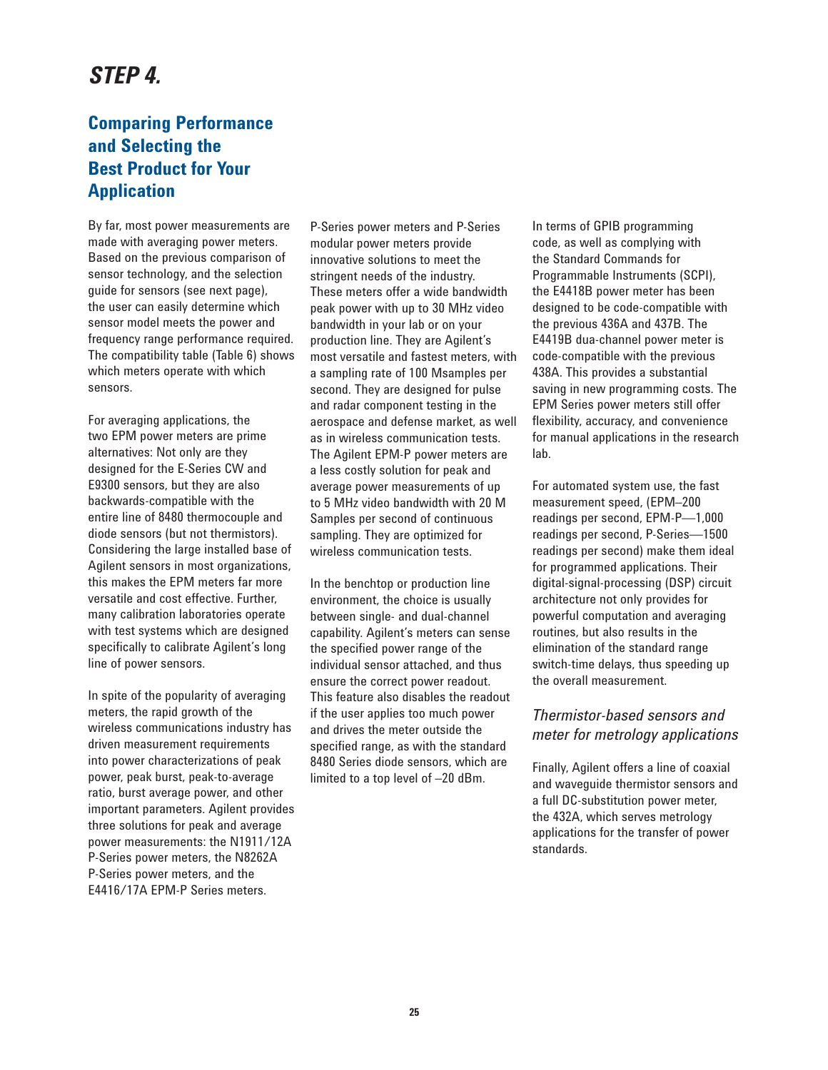# STEP 4.

## Comparing Performance and Selecting the Best Product for Your Application

By far, most power measurements are made with averaging power meters. Based on the previous comparison of sensor technology, and the selection guide for sensors (see next page), the user can easily determine which sensor model meets the power and frequency range performance required. The compatibility table (Table 6) shows which meters operate with which sensors.

For averaging applications, the two EPM power meters are prime alternatives: Not only are they designed for the E-Series CW and E9300 sensors, but they are also backwards-compatible with the entire line of 8480 thermocouple and diode sensors (but not thermistors). Considering the large installed base of Agilent sensors in most organizations, this makes the EPM meters far more versatile and cost effective. Further, many calibration laboratories operate with test systems which are designed specifically to calibrate Agilent's long line of power sensors.

In spite of the popularity of averaging meters, the rapid growth of the wireless communications industry has driven measurement requirements into power characterizations of peak power, peak burst, peak-to-average ratio, burst average power, and other important parameters. Agilent provides three solutions for peak and average power measurements: the N1911/12A P-Series power meters, the N8262A P-Series power meters, and the E4416/17A EPM-P Series meters.

P-Series power meters and P-Series modular power meters provide innovative solutions to meet the stringent needs of the industry. These meters offer a wide bandwidth peak power with up to 30 MHz video bandwidth in your lab or on your production line. They are Agilent's most versatile and fastest meters, with a sampling rate of 100 Msamples per second. They are designed for pulse and radar component testing in the aerospace and defense market, as well as in wireless communication tests. The Agilent EPM-P power meters are a less costly solution for peak and average power measurements of up to 5 MHz video bandwidth with 20 M Samples per second of continuous sampling. They are optimized for wireless communication tests.

In the benchtop or production line environment, the choice is usually between single- and dual-channel capability. Agilent's meters can sense the specified power range of the individual sensor attached, and thus ensure the correct power readout. This feature also disables the readout if the user applies too much power and drives the meter outside the specified range, as with the standard 8480 Series diode sensors, which are limited to a top level of –20 dBm.

In terms of GPIB programming code, as well as complying with the Standard Commands for Programmable Instruments (SCPI), the E4418B power meter has been designed to be code-compatible with the previous 436A and 437B. The E4419B dua-channel power meter is code-compatible with the previous 438A. This provides a substantial saving in new programming costs. The EPM Series power meters still offer flexibility, accuracy, and convenience for manual applications in the research lab.

For automated system use, the fast measurement speed, (EPM–200 readings per second, EPM-P—1,000 readings per second, P-Series—1500 readings per second) make them ideal for programmed applications. Their digital-signal-processing (DSP) circuit architecture not only provides for powerful computation and averaging routines, but also results in the elimination of the standard range switch-time delays, thus speeding up the overall measurement.

### *Thermistor-based sensors and meter for metrology applications*

Finally, Agilent offers a line of coaxial and waveguide thermistor sensors and a full DC-substitution power meter, the 432A, which serves metrology applications for the transfer of power standards.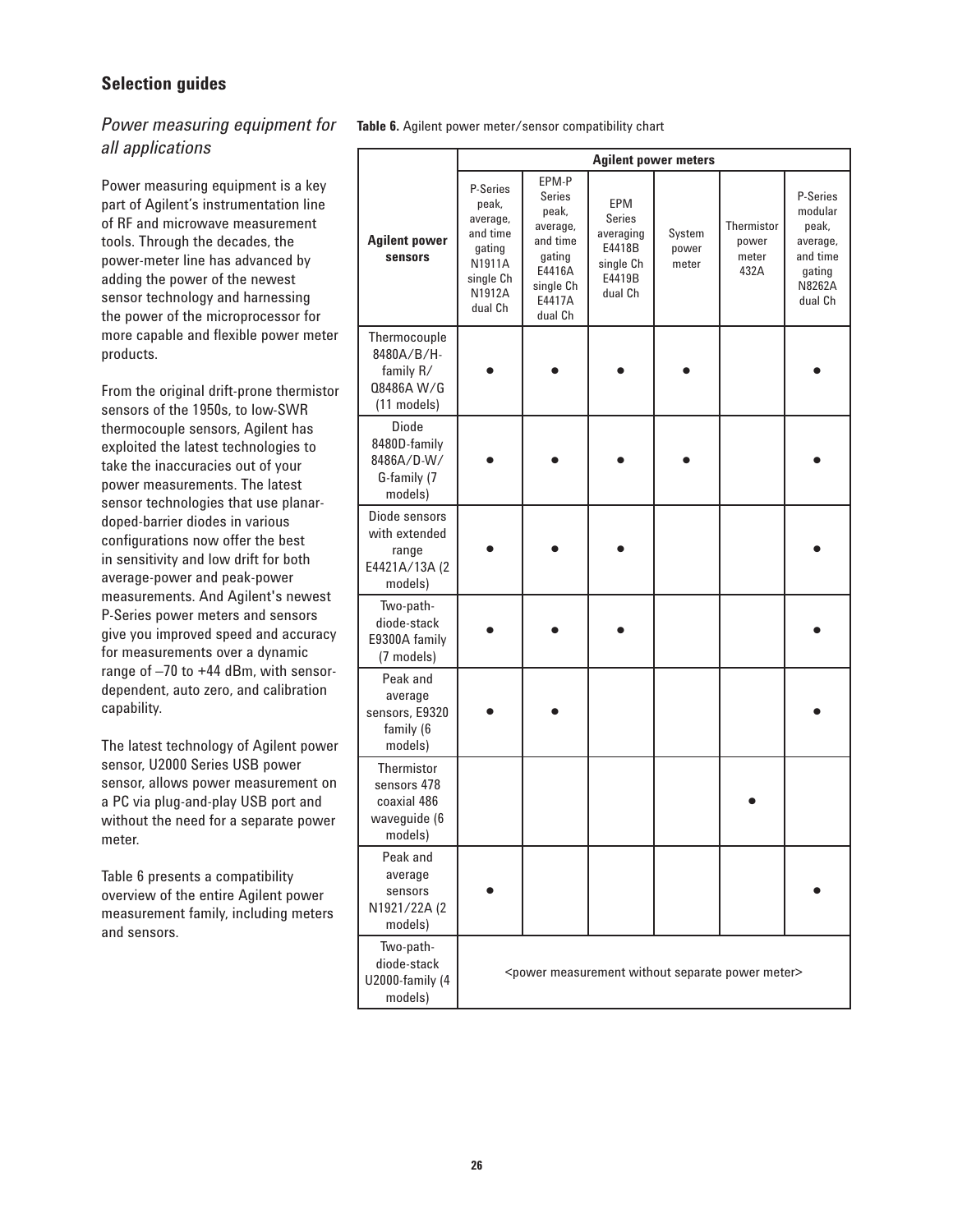## Selection guides

### *Power measuring equipment for all applications*

Power measuring equipment is a key part of Agilent's instrumentation line of RF and microwave measurement tools. Through the decades, the power-meter line has advanced by adding the power of the newest sensor technology and harnessing the power of the microprocessor for more capable and flexible power meter products.

From the original drift-prone thermistor sensors of the 1950s, to low-SWR thermocouple sensors, Agilent has exploited the latest technologies to take the inaccuracies out of your power measurements. The latest sensor technologies that use planar-doped-barrier diodes in various configurations now offer the best in sensitivity and low drift for both average-power and peak-power measurements. And Agilent's newest P-Series power meters and sensors give you improved speed and accuracy for measurements over a dynamic range of –70 to +44 dBm, with sensor-dependent, auto zero, and calibration capability.

The latest technology of Agilent power sensor, U2000 Series USB power sensor, allows power measurement on a PC via plug-and-play USB port and without the need for a separate power meter.

Table 6 presents a compatibility overview of the entire Agilent power measurement family, including meters and sensors.

**Table 6.** Agilent power meter/sensor compatibility chart

| | Agilent power meters | | | | | |
|---|---|---|---|---|---|---|
| **Agilent power sensors** | P-Series peak, average, and time gating N1911A single Ch N1912A dual Ch | EPM-P Series peak, average, and time gating E4416A single Ch E4417A dual Ch | EPM Series averaging E4418B single Ch E4419B dual Ch | System power meter | Thermistor power meter 432A | P-Series modular peak, average, and time gating N8262A dual Ch |
| Thermocouple 8480A/B/H-family R/Q8486A W/G (11 models) | ● | ● | ● | ● | | ● |
| Diode 8480D-family 8486A/D-W/G-family (7 models) | ● | ● | ● | ● | | ● |
| Diode sensors with extended range E4421A/13A (2 models) | ● | ● | ● | | | ● |
| Two-path-diode-stack E9300A family (7 models) | ● | ● | ● | | | ● |
| Peak and average sensors, E9320 family (6 models) | ● | ● | | | | ● |
| Thermistor sensors 478 coaxial 486 waveguide (6 models) | | | | | ● | |
| Peak and average sensors N1921/22A (2 models) | ● | | | | | ● |
| Two-path-diode-stack U2000-family (4 models) | <power measurement without separate power meter> | | | | | |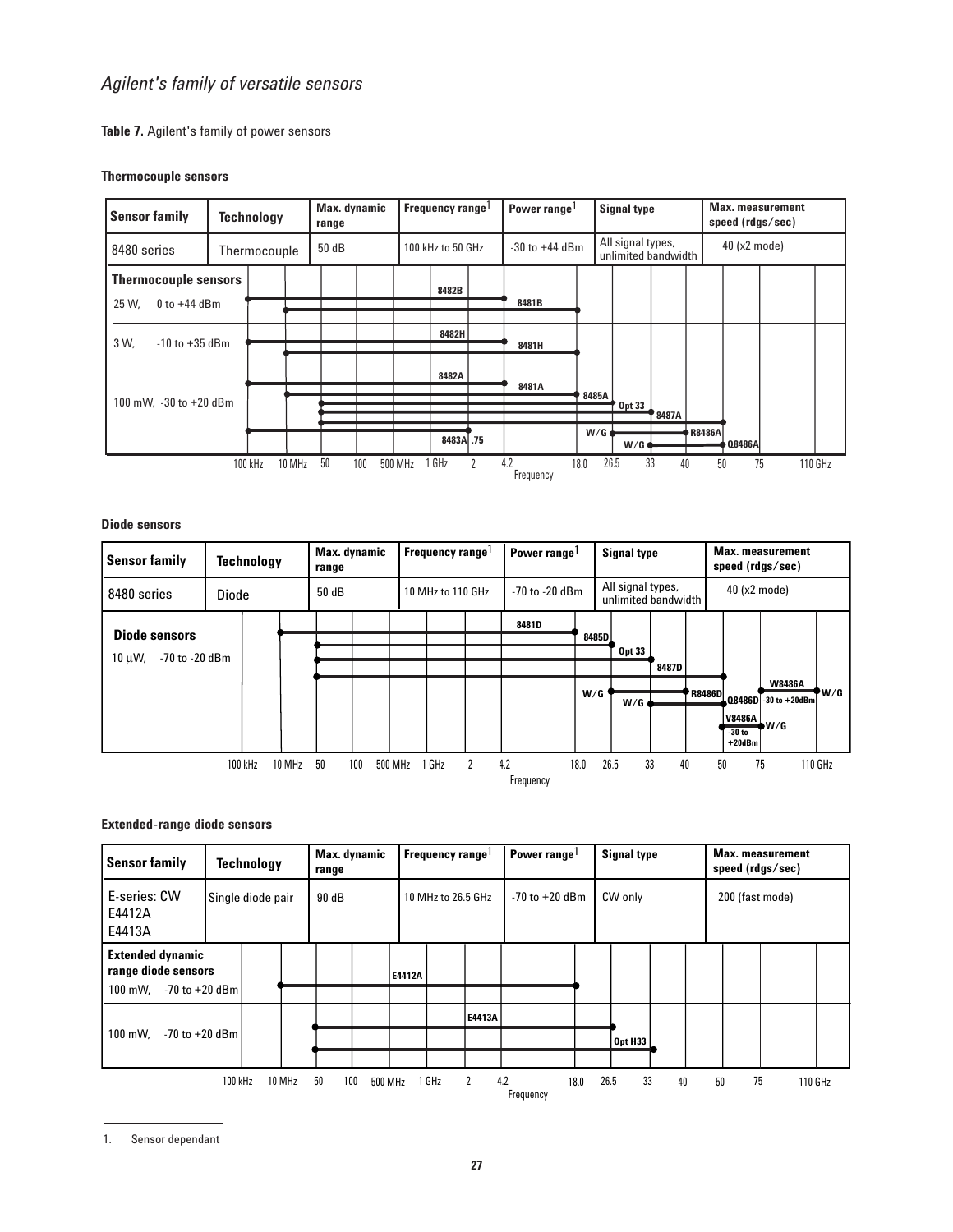## *Agilent's family of versatile sensors*

**Table 7.** Agilent's family of power sensors

### Thermocouple sensors

| Sensor family | Technology | Max. dynamic range | Frequency range[1] | Power range[1] | Signal type | Max. measurement speed (rdgs/sec) |
|---|---|---|---|---|---|---|
| 8480 series | Thermocouple | 50 dB | 100 kHz to 50 GHz | -30 to +44 dBm | All signal types, unlimited bandwidth | 40 (x2 mode) |

**Thermocouple sensors**

25 W, 0 to +44 dBm: 8482B, 8481B

3 W, -10 to +35 dBm: 8482H, 8481H

100 mW, -30 to +20 dBm: 8482A, 8481A, 8485A, Opt 33, 8487A, W/G R8486A, W/G Q8486A, 8483A .75

Frequency: 100 kHz, 10 MHz, 50, 100, 500 MHz, 1 GHz, 2, 4.2, 18.0, 26.5, 33, 40, 50, 75, 110 GHz

### Diode sensors

| Sensor family | Technology | Max. dynamic range | Frequency range[1] | Power range[1] | Signal type | Max. measurement speed (rdgs/sec) |
|---|---|---|---|---|---|---|
| 8480 series | Diode | 50 dB | 10 MHz to 110 GHz | -70 to -20 dBm | All signal types, unlimited bandwidth | 40 (x2 mode) |

**Diode sensors**

10 µW, -70 to -20 dBm: 8481D, 8485D, Opt 33, 8487D, W/G R8486D, W/G Q8486D, W8486A -30 to +20dBm W/G, V8486A -30 to +20dBm W/G

Frequency: 100 kHz, 10 MHz, 50, 100, 500 MHz, 1 GHz, 2, 4.2, 18.0, 26.5, 33, 40, 50, 75, 110 GHz

### Extended-range diode sensors

| Sensor family | Technology | Max. dynamic range | Frequency range[1] | Power range[1] | Signal type | Max. measurement speed (rdgs/sec) |
|---|---|---|---|---|---|---|
| E-series: CW E4412A E4413A | Single diode pair | 90 dB | 10 MHz to 26.5 GHz | -70 to +20 dBm | CW only | 200 (fast mode) |

**Extended dynamic range diode sensors**

100 mW, -70 to +20 dBm: E4412A

100 mW, -70 to +20 dBm: E4413A, Opt H33

Frequency: 100 kHz, 10 MHz, 50, 100, 500 MHz, 1 GHz, 2, 4.2, 18.0, 26.5, 33, 40, 50, 75, 110 GHz

1. Sensor dependant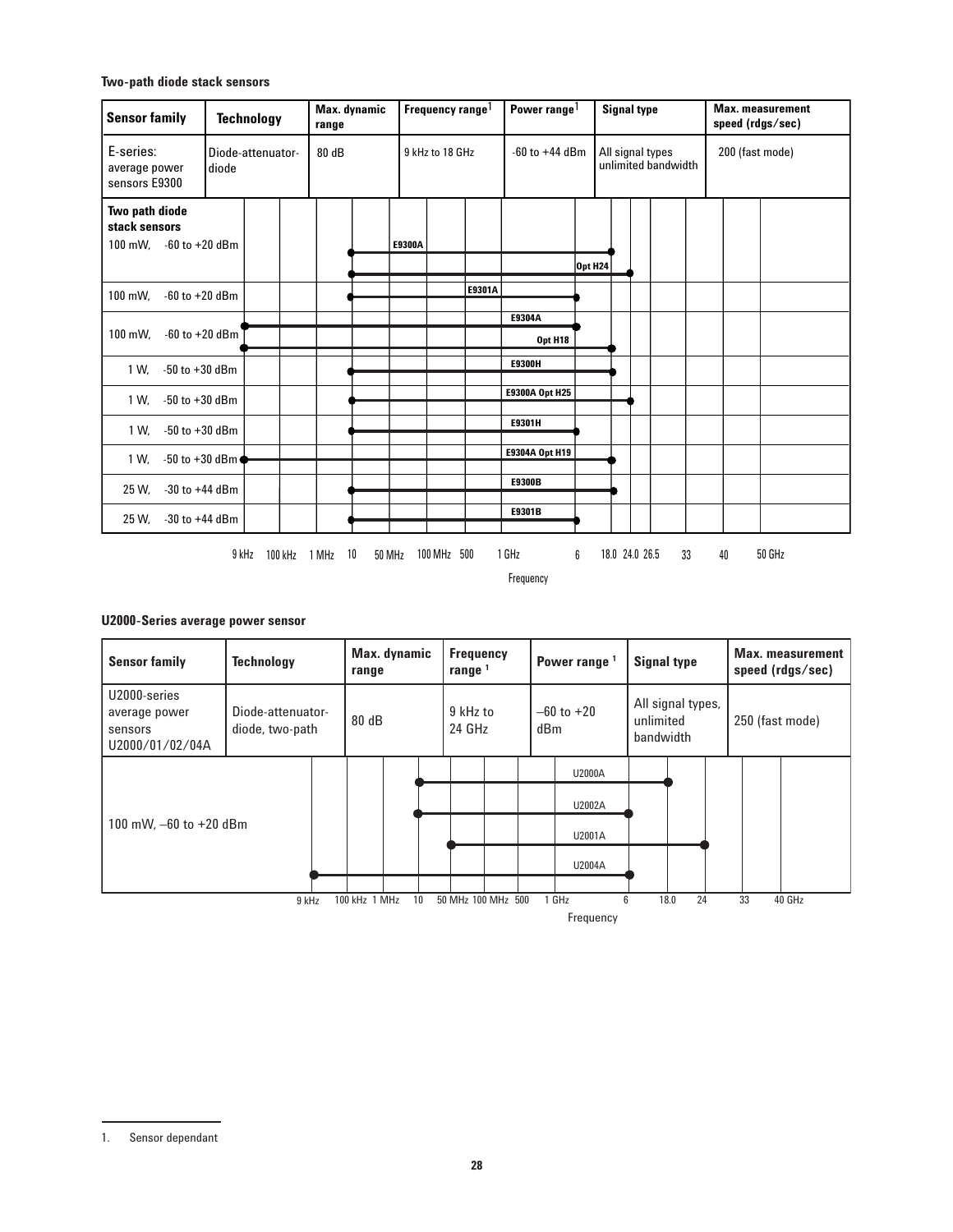**Two-path diode stack sensors**

| Sensor family | Technology | Max. dynamic range | Frequency range[1] | Power range[1] | Signal type | Max. measurement speed (rdgs/sec) |
|---|---|---|---|---|---|---|
| E-series: average power sensors E9300 | Diode-attenuator-diode | 80 dB | 9 kHz to 18 GHz | -60 to +44 dBm | All signal types unlimited bandwidth | 200 (fast mode) |

**Two path diode stack sensors**

| Power | Range | Sensor | Frequency range |
|---|---|---|---|
| 100 mW, | -60 to +20 dBm | E9300A | 10 MHz to 18.0 GHz |
| | | Opt H24 | 10 MHz to 24.0 GHz |
| 100 mW, | -60 to +20 dBm | E9301A | 10 MHz to 6 GHz |
| 100 mW, | -60 to +20 dBm | E9304A | 9 kHz to 6 GHz |
| | | Opt H18 | 9 kHz to 18.0 GHz |
| 1 W, | -50 to +30 dBm | E9300H | 10 MHz to 18.0 GHz |
| 1 W, | -50 to +30 dBm | E9300A Opt H25 | 10 MHz to 24.0 GHz |
| 1 W, | -50 to +30 dBm | E9301H | 10 MHz to 6 GHz |
| 1 W, | -50 to +30 dBm | E9304A Opt H19 | 9 kHz to 18.0 GHz |
| 25 W, | -30 to +44 dBm | E9300B | 10 MHz to 18.0 GHz |
| 25 W, | -30 to +44 dBm | E9301B | 10 MHz to 6 GHz |

Frequency axis: 9 kHz, 100 kHz, 1 MHz, 10, 50 MHz, 100 MHz, 500, 1 GHz, 6, 18.0, 24.0, 26.5, 33, 40, 50 GHz

**U2000-Series average power sensor**

| Sensor family | Technology | Max. dynamic range | Frequency range[1] | Power range[1] | Signal type | Max. measurement speed (rdgs/sec) |
|---|---|---|---|---|---|---|
| U2000-series average power sensors U2000/01/02/04A | Diode-attenuator-diode, two-path | 80 dB | 9 kHz to 24 GHz | –60 to +20 dBm | All signal types, unlimited bandwidth | 250 (fast mode) |

| Power / Range | Sensor | Frequency range |
|---|---|---|
| 100 mW, –60 to +20 dBm | U2000A | 10 MHz to 18.0 GHz |
| | U2002A | 10 MHz to 6 GHz |
| | U2001A | 50 MHz to 24 GHz |
| | U2004A | 9 kHz to 6 GHz |

Frequency axis: 9 kHz, 100 kHz, 1 MHz, 10, 50 MHz, 100 MHz, 500, 1 GHz, 6, 18.0, 24, 33, 40 GHz

1. Sensor dependant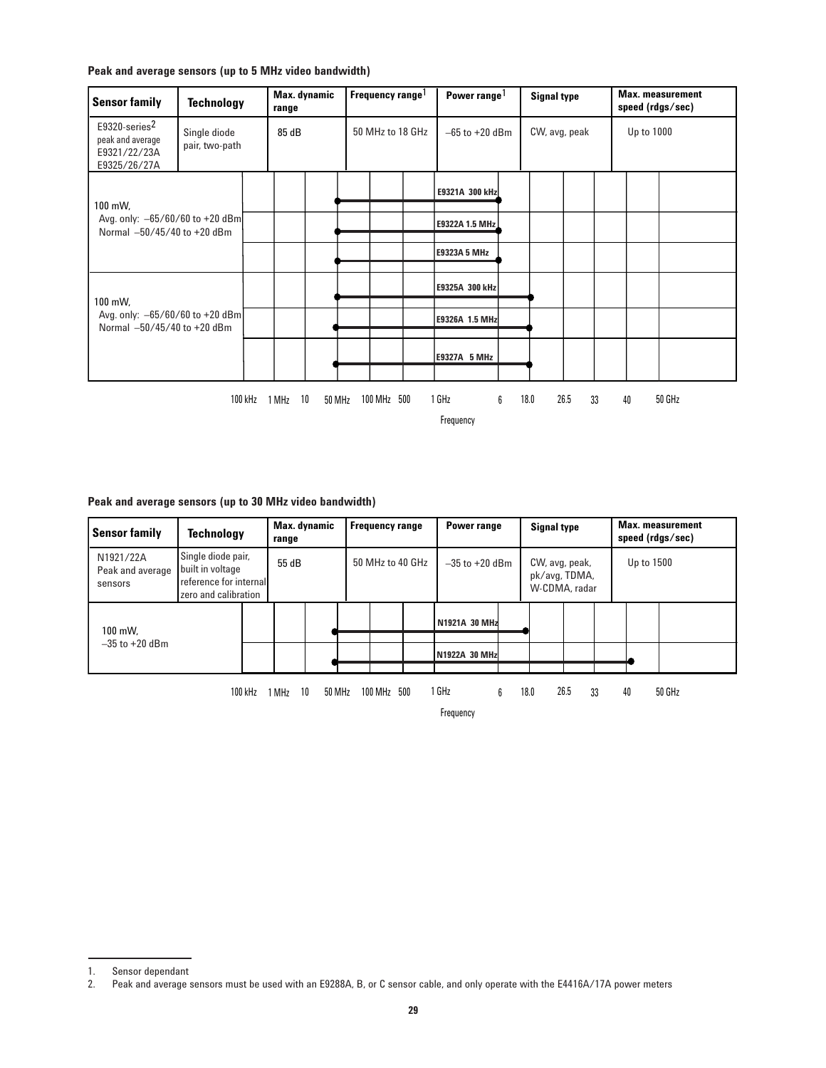**Peak and average sensors (up to 5 MHz video bandwidth)**

| Sensor family | Technology | Max. dynamic range | Frequency range[1] | Power range[1] | Signal type | Max. measurement speed (rdgs/sec) |
|---|---|---|---|---|---|---|
| E9320-series[2] peak and average E9321/22/23A E9325/26/27A | Single diode pair, two-path | 85 dB | 50 MHz to 18 GHz | –65 to +20 dBm | CW, avg, peak | Up to 1000 |

| Power | Sensor | Frequency coverage |
|---|---|---|
| 100 mW, Avg. only: –65/60/60 to +20 dBm Normal –50/45/40 to +20 dBm | E9321A 300 kHz | 50 MHz to 6 GHz |
| | E9322A 1.5 MHz | 50 MHz to 6 GHz |
| | E9323A 5 MHz | 50 MHz to 6 GHz |
| 100 mW, Avg. only: –65/60/60 to +20 dBm Normal –50/45/40 to +20 dBm | E9325A 300 kHz | 50 MHz to 18.0 GHz |
| | E9326A 1.5 MHz | 50 MHz to 18.0 GHz |
| | E9327A 5 MHz | 50 MHz to 18.0 GHz |

Frequency axis: 100 kHz, 1 MHz, 10, 50 MHz, 100 MHz, 500, 1 GHz, 6, 18.0, 26.5, 33, 40, 50 GHz

**Peak and average sensors (up to 30 MHz video bandwidth)**

| Sensor family | Technology | Max. dynamic range | Frequency range | Power range | Signal type | Max. measurement speed (rdgs/sec) |
|---|---|---|---|---|---|---|
| N1921/22A Peak and average sensors | Single diode pair, built in voltage reference for internal zero and calibration | 55 dB | 50 MHz to 40 GHz | –35 to +20 dBm | CW, avg, peak, pk/avg, TDMA, W-CDMA, radar | Up to 1500 |

| Power | Sensor | Frequency coverage |
|---|---|---|
| 100 mW, –35 to +20 dBm | N1921A 30 MHz | 50 MHz to 18.0 GHz |
| | N1922A 30 MHz | 50 MHz to 40 GHz |

Frequency axis: 100 kHz, 1 MHz, 10, 50 MHz, 100 MHz, 500, 1 GHz, 6, 18.0, 26.5, 33, 40, 50 GHz

1. Sensor dependant
2. Peak and average sensors must be used with an E9288A, B, or C sensor cable, and only operate with the E4416A/17A power meters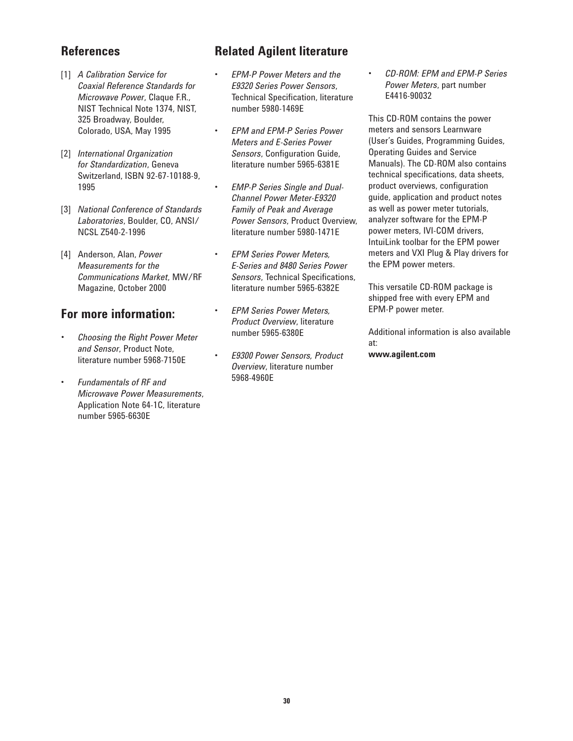## References

[1] *A Calibration Service for Coaxial Reference Standards for Microwave Power*, Claque F.R., NIST Technical Note 1374, NIST, 325 Broadway, Boulder, Colorado, USA, May 1995

[2] *International Organization for Standardization*, Geneva Switzerland, ISBN 92-67-10188-9, 1995

[3] *National Conference of Standards Laboratories*, Boulder, CO, ANSI/ NCSL Z540-2-1996

[4] Anderson, Alan, *Power Measurements for the Communications Market*, MW/RF Magazine, October 2000

## For more information:

- *Choosing the Right Power Meter and Sensor*, Product Note, literature number 5968-7150E
- *Fundamentals of RF and Microwave Power Measurements*, Application Note 64-1C, literature number 5965-6630E

## Related Agilent literature

- *EPM-P Power Meters and the E9320 Series Power Sensors*, Technical Specification, literature number 5980-1469E
- *EPM and EPM-P Series Power Meters and E-Series Power Sensors*, Configuration Guide, literature number 5965-6381E
- *EMP-P Series Single and Dual-Channel Power Meter-E9320 Family of Peak and Average Power Sensors*, Product Overview, literature number 5980-1471E
- *EPM Series Power Meters, E-Series and 8480 Series Power Sensors*, Technical Specifications, literature number 5965-6382E
- *EPM Series Power Meters, Product Overview*, literature number 5965-6380E
- *E9300 Power Sensors, Product Overview*, literature number 5968-4960E
- *CD-ROM: EPM and EPM-P Series Power Meters*, part number E4416-90032

This CD-ROM contains the power meters and sensors Learnware (User's Guides, Programming Guides, Operating Guides and Service Manuals). The CD-ROM also contains technical specifications, data sheets, product overviews, configuration guide, application and product notes as well as power meter tutorials, analyzer software for the EPM-P power meters, IVI-COM drivers, IntuiLink toolbar for the EPM power meters and VXI Plug & Play drivers for the EPM power meters.

This versatile CD-ROM package is shipped free with every EPM and EPM-P power meter.

Additional information is also available at:
**www.agilent.com**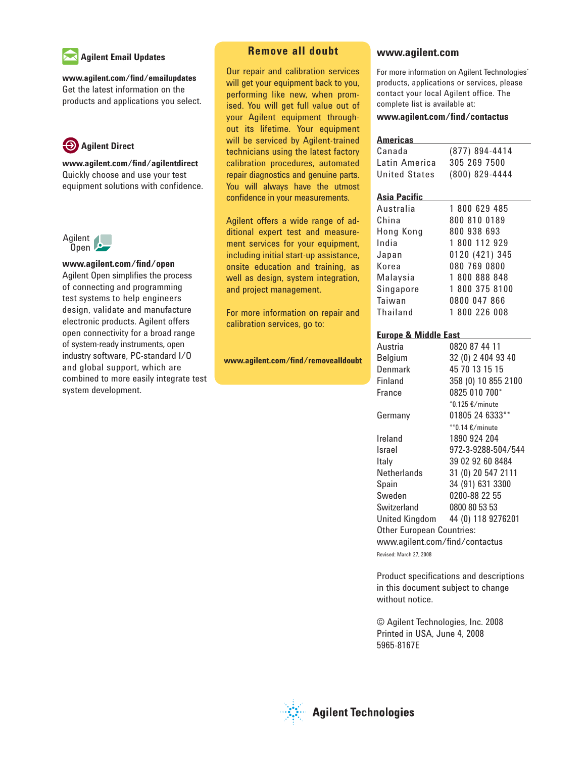### Agilent Email Updates

**www.agilent.com/find/emailupdates**
Get the latest information on the products and applications you select.

### Agilent Direct

**www.agilent.com/find/agilentdirect**
Quickly choose and use your test equipment solutions with confidence.

### Agilent Open

**www.agilent.com/find/open**
Agilent Open simplifies the process of connecting and programming test systems to help engineers design, validate and manufacture electronic products. Agilent offers open connectivity for a broad range of system-ready instruments, open industry software, PC-standard I/O and global support, which are combined to more easily integrate test system development.

## Remove all doubt

Our repair and calibration services will get your equipment back to you, performing like new, when promised. You will get full value out of your Agilent equipment throughout its lifetime. Your equipment will be serviced by Agilent-trained technicians using the latest factory calibration procedures, automated repair diagnostics and genuine parts. You will always have the utmost confidence in your measurements.

Agilent offers a wide range of additional expert test and measurement services for your equipment, including initial start-up assistance, onsite education and training, as well as design, system integration, and project management.

For more information on repair and calibration services, go to:

**www.agilent.com/find/removealldoubt**

## www.agilent.com

For more information on Agilent Technologies' products, applications or services, please contact your local Agilent office. The complete list is available at:

**www.agilent.com/find/contactus**

| **Americas** | |
|---|---|
| Canada | (877) 894-4414 |
| Latin America | 305 269 7500 |
| United States | (800) 829-4444 |

| **Asia Pacific** | |
|---|---|
| Australia | 1 800 629 485 |
| China | 800 810 0189 |
| Hong Kong | 800 938 693 |
| India | 1 800 112 929 |
| Japan | 0120 (421) 345 |
| Korea | 080 769 0800 |
| Malaysia | 1 800 888 848 |
| Singapore | 1 800 375 8100 |
| Taiwan | 0800 047 866 |
| Thailand | 1 800 226 008 |

| **Europe & Middle East** | |
|---|---|
| Austria | 0820 87 44 11 |
| Belgium | 32 (0) 2 404 93 40 |
| Denmark | 45 70 13 15 15 |
| Finland | 358 (0) 10 855 2100 |
| France | 0825 010 700* <br> *0.125 €/minute |
| Germany | 01805 24 6333** <br> **0.14 €/minute |
| Ireland | 1890 924 204 |
| Israel | 972-3-9288-504/544 |
| Italy | 39 02 92 60 8484 |
| Netherlands | 31 (0) 20 547 2111 |
| Spain | 34 (91) 631 3300 |
| Sweden | 0200-88 22 55 |
| Switzerland | 0800 80 53 53 |
| United Kingdom | 44 (0) 118 9276201 |

Other European Countries:
www.agilent.com/find/contactus

Revised: March 27, 2008

Product specifications and descriptions in this document subject to change without notice.

© Agilent Technologies, Inc. 2008
Printed in USA, June 4, 2008
5965-8167E

Agilent Technologies